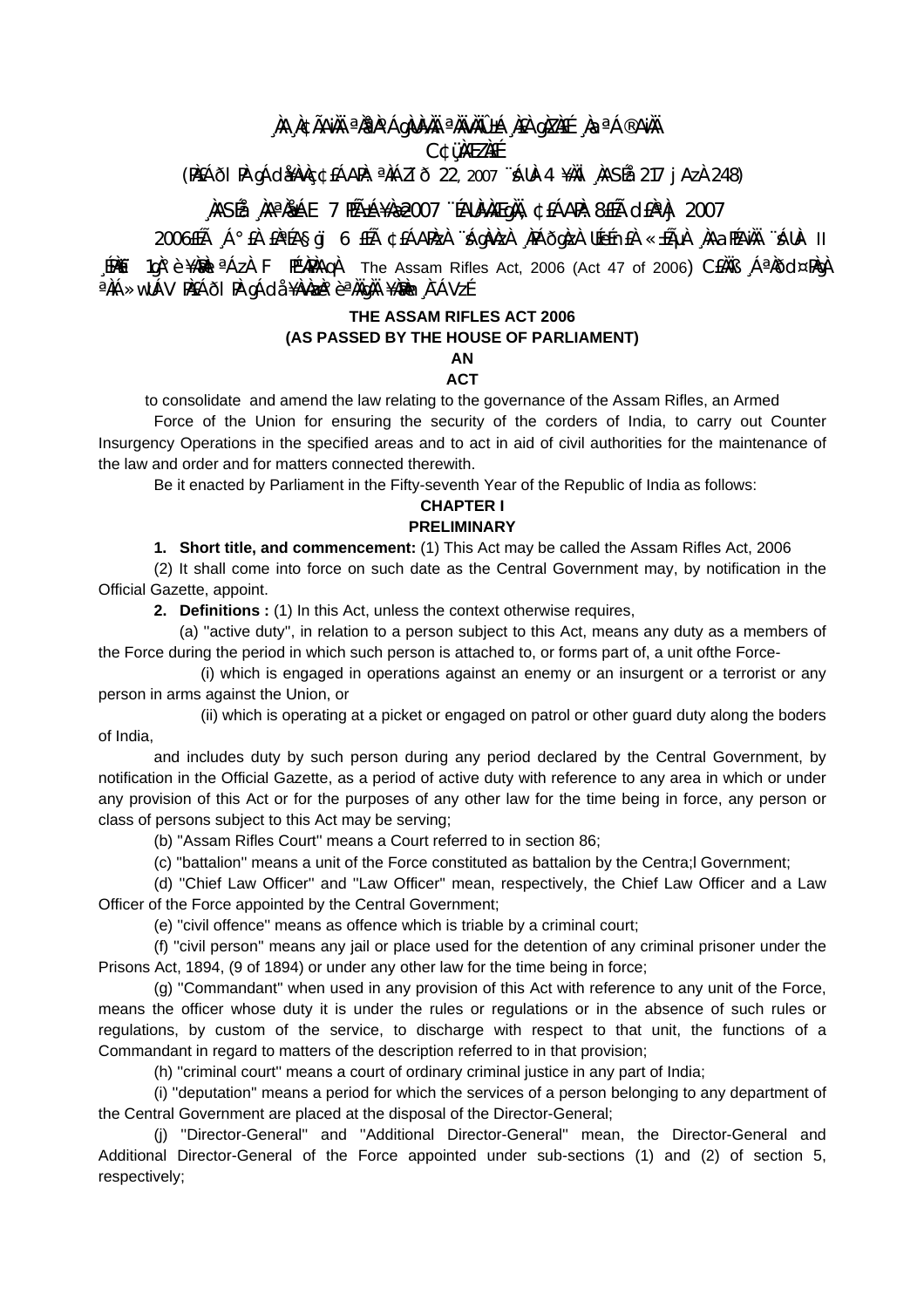¸ÀA¸À¢ÃAiÀÄ ªÀåªÀºÁgÀUÀ¼ÀÄ ªÀÄvÀÄÛ ±Á¸À£À gÀZÀ£É ¸ÀaªÁ®AiÀÄ

C¢ü¸ÀÆZÀ£É

(PÀ£ÁðlPÀ gÁdå¥ÀvÀæ ¢£ÁAPÀ: ªÉÄÃ 22, 2007 ¨sÁUÀ-4 ¥ÀÄl ¸ÀASÉå: 217 jAzÀ 248)

¸ÀASÉå: ¸ÀAªÀå±ÁE 7 PÉÃAzÀæ¥Àæ 2007 ¨ÉAUÀ¼ÀÆgÀÄ, ¢£ÁAPÀ: 8£Éà ¢£ÁAPÀ 2007

2006£Éà ¸Á°£À £ÀªÉA§gï 6 £Éà ¢£ÁAPÀzÀ ¨sÁgÀvÀzÀ ¸ÀPÁðgÀzÀ UÉeÉmï£À «±ÉõÀ ¸ÀAaPÉAiÀÄ ¨sÁUÀ II ¸ÉPÀëöÀ 1gÀ°è ¥ÀæPÀlªÁzÀ F PÉ¼ÀPÀAqÀ The Assam Rifles Act, 2006 (Act 47 of 2006) C£ÀÄß ¸ÁªÀðd¤PÀgÀ ªÀiÁ»wUÁV PÀ£ÁðlPÀ gÁdå¥ÀvÀæzÀ°è ªÀÄgÀÄ ¥ÀæPÀn¸À¯ÁVzÉ

**THE ASSAM RIFLES ACT 2006**

**(AS PASSED BY THE HOUSE OF PARLIAMENT)**

**AN**

**ACT**

to consolidate and amend the law relating to the governance of the Assam Rifles, an Armed Force of the Union for ensuring the security of the corders of India, to carry out Counter Insurgency Operations in the specified areas and to act in aid of civil authorities for the maintenance of the law and order and for matters connected therewith.

Be it enacted by Parliament in the Fifty-seventh Year of the Republic of India as follows:

## CHAPTER I

## PRELIMINARY

**1. Short title, and commencement:** (1) This Act may be called the Assam Rifles Act, 2006

(2) It shall come into force on such date as the Central Government may, by notification in the Official Gazette, appoint.

**2. Definitions :** (1) In this Act, unless the context otherwise requires,

(a) "active duty", in relation to a person subject to this Act, means any duty as a members of the Force during the period in which such person is attached to, or forms part of, a unit ofthe Force-

(i) which is engaged in operations against an enemy or an insurgent or a terrorist or any person in arms against the Union, or

(ii) which is operating at a picket or engaged on patrol or other guard duty along the boders of India,

and includes duty by such person during any period declared by the Central Government, by notification in the Official Gazette, as a period of active duty with reference to any area in which or under any provision of this Act or for the purposes of any other law for the time being in force, any person or class of persons subject to this Act may be serving;

(b) "Assam Rifles Court" means a Court referred to in section 86;

(c) "battalion" means a unit of the Force constituted as battalion by the Centra;l Government;

(d) "Chief Law Officer" and "Law Officer" mean, respectively, the Chief Law Officer and a Law Officer of the Force appointed by the Central Government;

(e) "civil offence" means as offence which is triable by a criminal court;

(f) "civil person" means any jail or place used for the detention of any criminal prisoner under the Prisons Act, 1894, (9 of 1894) or under any other law for the time being in force;

(g) "Commandant" when used in any provision of this Act with reference to any unit of the Force, means the officer whose duty it is under the rules or regulations or in the absence of such rules or regulations, by custom of the service, to discharge with respect to that unit, the functions of a Commandant in regard to matters of the description referred to in that provision;

(h) "criminal court" means a court of ordinary criminal justice in any part of India;

(i) "deputation" means a period for which the services of a person belonging to any department of the Central Government are placed at the disposal of the Director-General;

(j) "Director-General" and "Additional Director-General" mean, the Director-General and Additional Director-General of the Force appointed under sub-sections (1) and (2) of section 5, respectively;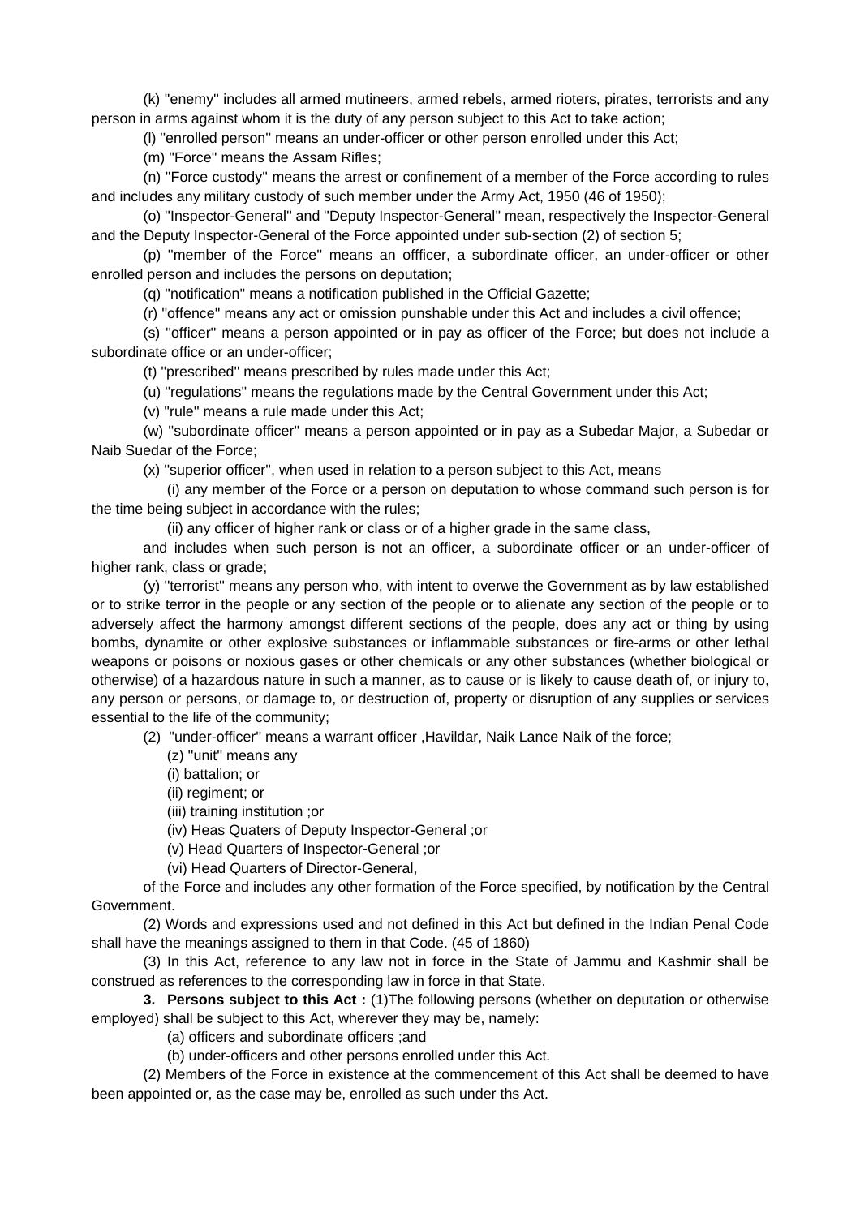(k) "enemy" includes all armed mutineers, armed rebels, armed rioters, pirates, terrorists and any person in arms against whom it is the duty of any person subject to this Act to take action;

(l) "enrolled person" means an under-officer or other person enrolled under this Act;

(m) "Force" means the Assam Rifles;

(n) "Force custody" means the arrest or confinement of a member of the Force according to rules and includes any military custody of such member under the Army Act, 1950 (46 of 1950);

(o) "Inspector-General" and "Deputy Inspector-General" mean, respectively the Inspector-General and the Deputy Inspector-General of the Force appointed under sub-section (2) of section 5;

(p) "member of the Force" means an offficer, a subordinate officer, an under-officer or other enrolled person and includes the persons on deputation;

(q) "notification" means a notification published in the Official Gazette;

(r) "offence" means any act or omission punshable under this Act and includes a civil offence;

(s) "officer" means a person appointed or in pay as officer of the Force; but does not include a subordinate office or an under-officer;

(t) "prescribed" means prescribed by rules made under this Act;

(u) "regulations" means the regulations made by the Central Government under this Act;

(v) "rule" means a rule made under this Act;

(w) "subordinate officer" means a person appointed or in pay as a Subedar Major, a Subedar or Naib Suedar of the Force;

(x) "superior officer", when used in relation to a person subject to this Act, means

(i) any member of the Force or a person on deputation to whose command such person is for the time being subject in accordance with the rules;

(ii) any officer of higher rank or class or of a higher grade in the same class,

and includes when such person is not an officer, a subordinate officer or an under-officer of higher rank, class or grade;

(y) "terrorist" means any person who, with intent to overwe the Government as by law established or to strike terror in the people or any section of the people or to alienate any section of the people or to adversely affect the harmony amongst different sections of the people, does any act or thing by using bombs, dynamite or other explosive substances or inflammable substances or fire-arms or other lethal weapons or poisons or noxious gases or other chemicals or any other substances (whether biological or otherwise) of a hazardous nature in such a manner, as to cause or is likely to cause death of, or injury to, any person or persons, or damage to, or destruction of, property or disruption of any supplies or services essential to the life of the community;

(2) "under-officer" means a warrant officer ,Havildar, Naik Lance Naik of the force;

(z) "unit" means any

(i) battalion; or

(ii) regiment; or

(iii) training institution ;or

(iv) Heas Quaters of Deputy Inspector-General ;or

(v) Head Quarters of Inspector-General ;or

(vi) Head Quarters of Director-General,

of the Force and includes any other formation of the Force specified, by notification by the Central Government.

(2) Words and expressions used and not defined in this Act but defined in the Indian Penal Code shall have the meanings assigned to them in that Code. (45 of 1860)

(3) In this Act, reference to any law not in force in the State of Jammu and Kashmir shall be construed as references to the corresponding law in force in that State.

**3. Persons subject to this Act :** (1)The following persons (whether on deputation or otherwise employed) shall be subject to this Act, wherever they may be, namely:

(a) officers and subordinate officers ;and

(b) under-officers and other persons enrolled under this Act.

(2) Members of the Force in existence at the commencement of this Act shall be deemed to have been appointed or, as the case may be, enrolled as such under ths Act.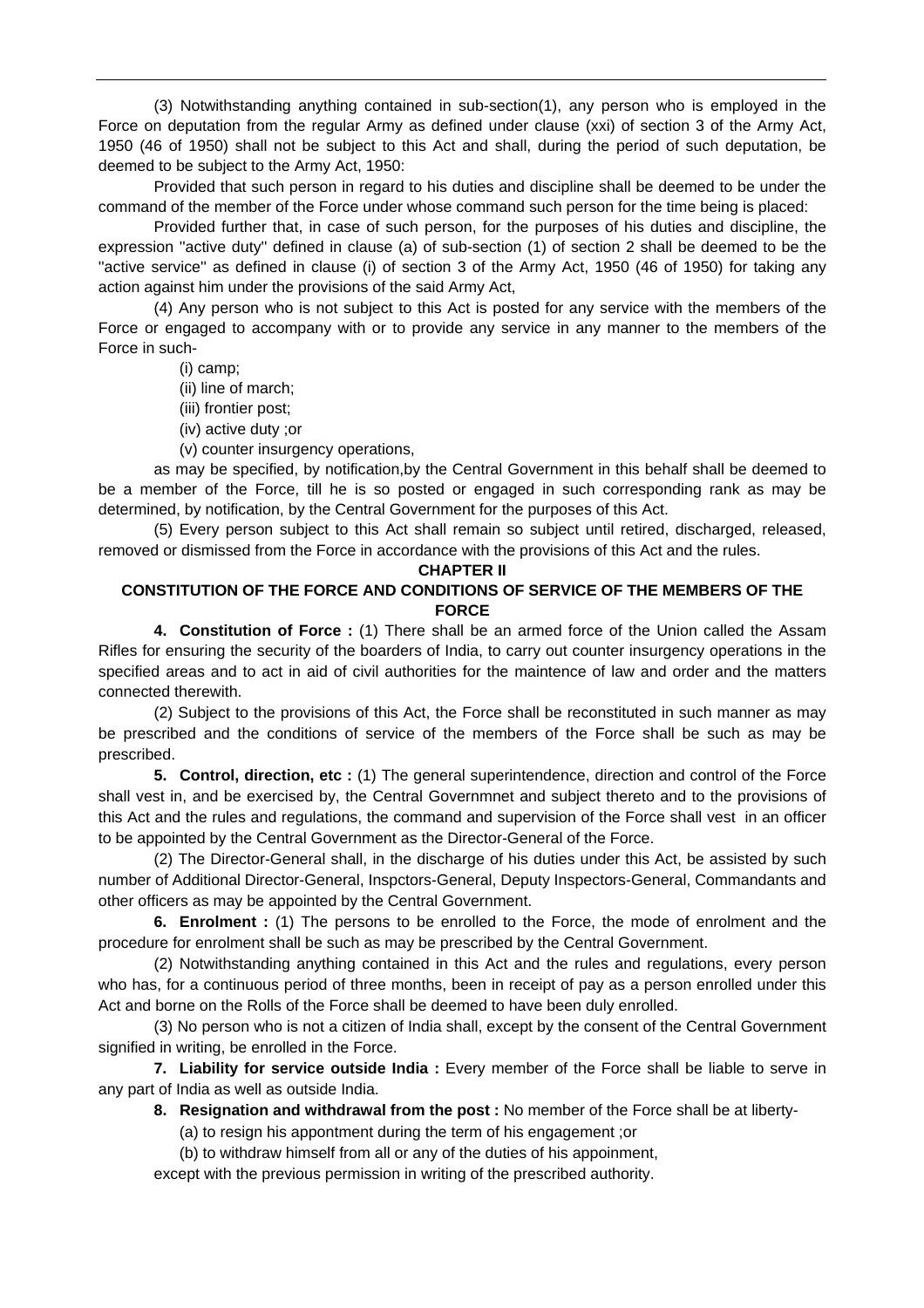(3) Notwithstanding anything contained in sub-section(1), any person who is employed in the Force on deputation from the regular Army as defined under clause (xxi) of section 3 of the Army Act, 1950 (46 of 1950) shall not be subject to this Act and shall, during the period of such deputation, be deemed to be subject to the Army Act, 1950:

Provided that such person in regard to his duties and discipline shall be deemed to be under the command of the member of the Force under whose command such person for the time being is placed:

Provided further that, in case of such person, for the purposes of his duties and discipline, the expression ''active duty'' defined in clause (a) of sub-section (1) of section 2 shall be deemed to be the ''active service'' as defined in clause (i) of section 3 of the Army Act, 1950 (46 of 1950) for taking any action against him under the provisions of the said Army Act,

(4) Any person who is not subject to this Act is posted for any service with the members of the Force or engaged to accompany with or to provide any service in any manner to the members of the Force in such-

(i) camp;

(ii) line of march;

(iii) frontier post;

(iv) active duty ;or

(v) counter insurgency operations,

as may be specified, by notification,by the Central Government in this behalf shall be deemed to be a member of the Force, till he is so posted or engaged in such corresponding rank as may be determined, by notification, by the Central Government for the purposes of this Act.

(5) Every person subject to this Act shall remain so subject until retired, discharged, released, removed or dismissed from the Force in accordance with the provisions of this Act and the rules.

## CHAPTER II

## CONSTITUTION OF THE FORCE AND CONDITIONS OF SERVICE OF THE MEMBERS OF THE FORCE

**4. Constitution of Force :** (1) There shall be an armed force of the Union called the Assam Rifles for ensuring the security of the boarders of India, to carry out counter insurgency operations in the specified areas and to act in aid of civil authorities for the maintence of law and order and the matters connected therewith.

(2) Subject to the provisions of this Act, the Force shall be reconstituted in such manner as may be prescribed and the conditions of service of the members of the Force shall be such as may be prescribed.

**5. Control, direction, etc :** (1) The general superintendence, direction and control of the Force shall vest in, and be exercised by, the Central Governmnet and subject thereto and to the provisions of this Act and the rules and regulations, the command and supervision of the Force shall vest in an officer to be appointed by the Central Government as the Director-General of the Force.

(2) The Director-General shall, in the discharge of his duties under this Act, be assisted by such number of Additional Director-General, Inspctors-General, Deputy Inspectors-General, Commandants and other officers as may be appointed by the Central Government.

**6. Enrolment :** (1) The persons to be enrolled to the Force, the mode of enrolment and the procedure for enrolment shall be such as may be prescribed by the Central Government.

(2) Notwithstanding anything contained in this Act and the rules and regulations, every person who has, for a continuous period of three months, been in receipt of pay as a person enrolled under this Act and borne on the Rolls of the Force shall be deemed to have been duly enrolled.

(3) No person who is not a citizen of India shall, except by the consent of the Central Government signified in writing, be enrolled in the Force.

**7. Liability for service outside India :** Every member of the Force shall be liable to serve in any part of India as well as outside India.

**8. Resignation and withdrawal from the post :** No member of the Force shall be at liberty-

(a) to resign his appontment during the term of his engagement ;or

(b) to withdraw himself from all or any of the duties of his appoinment,

except with the previous permission in writing of the prescribed authority.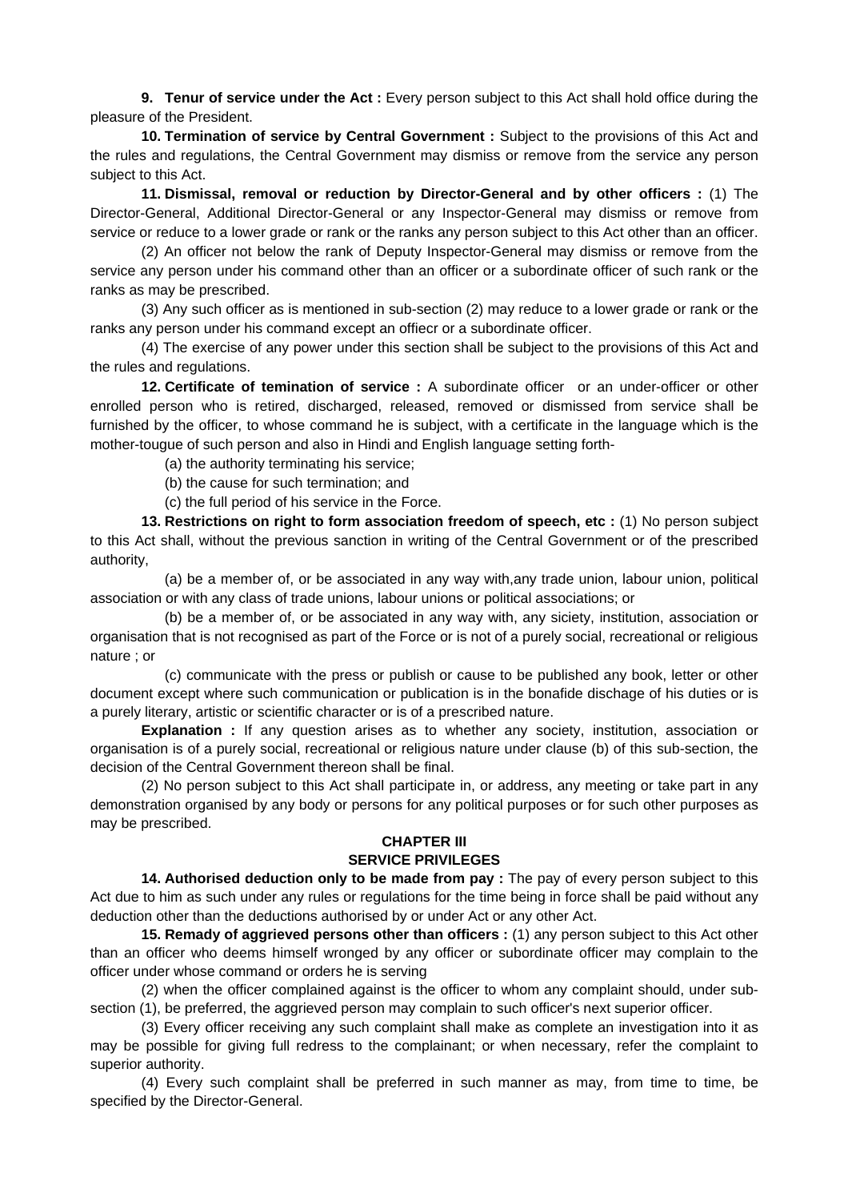**9. Tenur of service under the Act :** Every person subject to this Act shall hold office during the pleasure of the President.

**10. Termination of service by Central Government :** Subject to the provisions of this Act and the rules and regulations, the Central Government may dismiss or remove from the service any person subject to this Act.

**11. Dismissal, removal or reduction by Director-General and by other officers :** (1) The Director-General, Additional Director-General or any Inspector-General may dismiss or remove from service or reduce to a lower grade or rank or the ranks any person subject to this Act other than an officer.

(2) An officer not below the rank of Deputy Inspector-General may dismiss or remove from the service any person under his command other than an officer or a subordinate officer of such rank or the ranks as may be prescribed.

(3) Any such officer as is mentioned in sub-section (2) may reduce to a lower grade or rank or the ranks any person under his command except an offiecr or a subordinate officer.

(4) The exercise of any power under this section shall be subject to the provisions of this Act and the rules and regulations.

**12. Certificate of temination of service :** A subordinate officer or an under-officer or other enrolled person who is retired, discharged, released, removed or dismissed from service shall be furnished by the officer, to whose command he is subject, with a certificate in the language which is the mother-tougue of such person and also in Hindi and English language setting forth-

(a) the authority terminating his service;

(b) the cause for such termination; and

(c) the full period of his service in the Force.

**13. Restrictions on right to form association freedom of speech, etc :** (1) No person subject to this Act shall, without the previous sanction in writing of the Central Government or of the prescribed authority,

(a) be a member of, or be associated in any way with,any trade union, labour union, political association or with any class of trade unions, labour unions or political associations; or

(b) be a member of, or be associated in any way with, any siciety, institution, association or organisation that is not recognised as part of the Force or is not of a purely social, recreational or religious nature ; or

(c) communicate with the press or publish or cause to be published any book, letter or other document except where such communication or publication is in the bonafide dischage of his duties or is a purely literary, artistic or scientific character or is of a prescribed nature.

**Explanation :** If any question arises as to whether any society, institution, association or organisation is of a purely social, recreational or religious nature under clause (b) of this sub-section, the decision of the Central Government thereon shall be final.

(2) No person subject to this Act shall participate in, or address, any meeting or take part in any demonstration organised by any body or persons for any political purposes or for such other purposes as may be prescribed.

## CHAPTER III
## SERVICE PRIVILEGES

**14. Authorised deduction only to be made from pay :** The pay of every person subject to this Act due to him as such under any rules or regulations for the time being in force shall be paid without any deduction other than the deductions authorised by or under Act or any other Act.

**15. Remady of aggrieved persons other than officers :** (1) any person subject to this Act other than an officer who deems himself wronged by any officer or subordinate officer may complain to the officer under whose command or orders he is serving

(2) when the officer complained against is the officer to whom any complaint should, under sub-section (1), be preferred, the aggrieved person may complain to such officer's next superior officer.

(3) Every officer receiving any such complaint shall make as complete an investigation into it as may be possible for giving full redress to the complainant; or when necessary, refer the complaint to superior authority.

(4) Every such complaint shall be preferred in such manner as may, from time to time, be specified by the Director-General.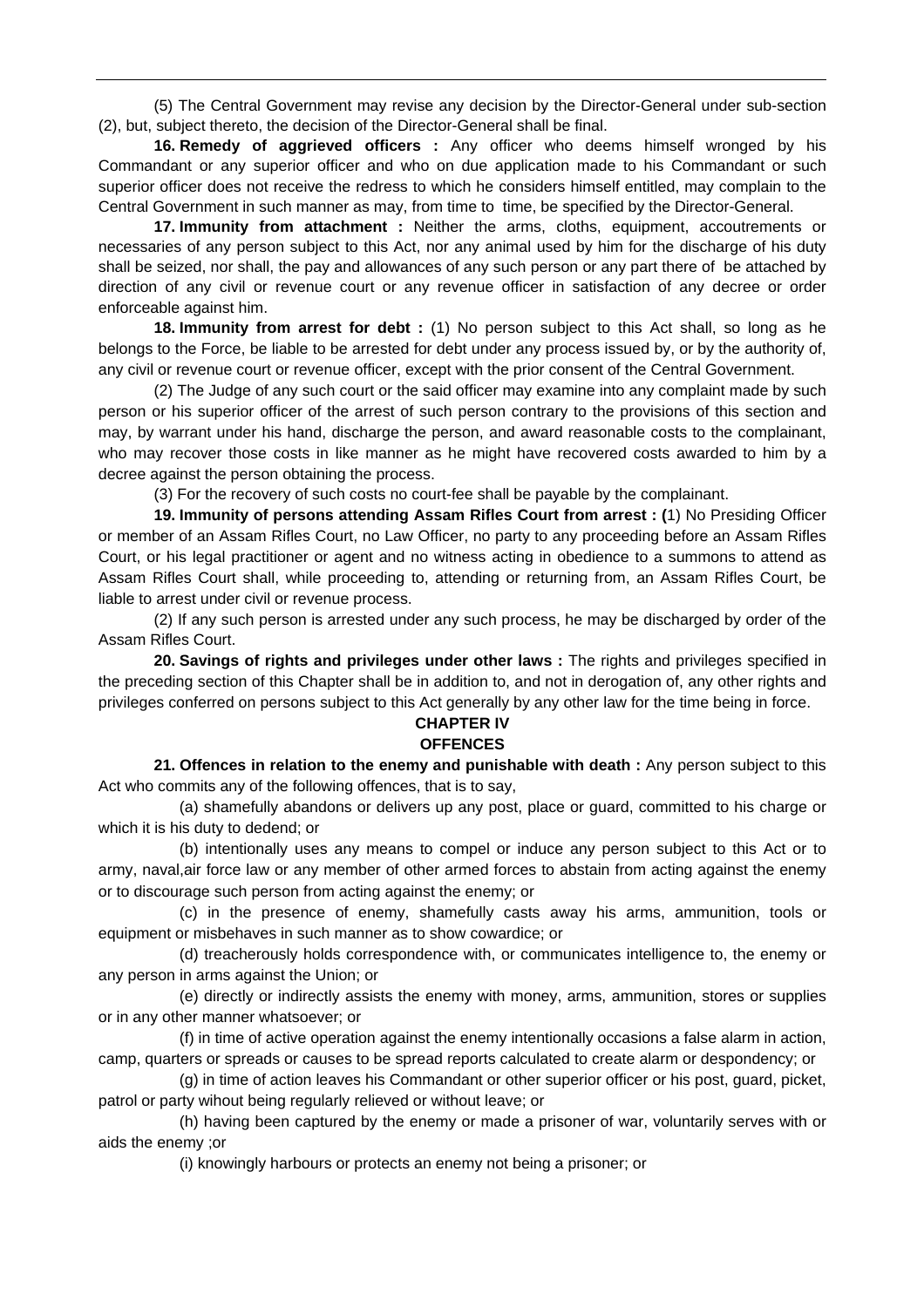(5) The Central Government may revise any decision by the Director-General under sub-section (2), but, subject thereto, the decision of the Director-General shall be final.

**16. Remedy of aggrieved officers :** Any officer who deems himself wronged by his Commandant or any superior officer and who on due application made to his Commandant or such superior officer does not receive the redress to which he considers himself entitled, may complain to the Central Government in such manner as may, from time to time, be specified by the Director-General.

**17. Immunity from attachment :** Neither the arms, cloths, equipment, accoutrements or necessaries of any person subject to this Act, nor any animal used by him for the discharge of his duty shall be seized, nor shall, the pay and allowances of any such person or any part there of be attached by direction of any civil or revenue court or any revenue officer in satisfaction of any decree or order enforceable against him.

**18. Immunity from arrest for debt :** (1) No person subject to this Act shall, so long as he belongs to the Force, be liable to be arrested for debt under any process issued by, or by the authority of, any civil or revenue court or revenue officer, except with the prior consent of the Central Government.

(2) The Judge of any such court or the said officer may examine into any complaint made by such person or his superior officer of the arrest of such person contrary to the provisions of this section and may, by warrant under his hand, discharge the person, and award reasonable costs to the complainant, who may recover those costs in like manner as he might have recovered costs awarded to him by a decree against the person obtaining the process.

(3) For the recovery of such costs no court-fee shall be payable by the complainant.

**19. Immunity of persons attending Assam Rifles Court from arrest : (**1) No Presiding Officer or member of an Assam Rifles Court, no Law Officer, no party to any proceeding before an Assam Rifles Court, or his legal practitioner or agent and no witness acting in obedience to a summons to attend as Assam Rifles Court shall, while proceeding to, attending or returning from, an Assam Rifles Court, be liable to arrest under civil or revenue process.

(2) If any such person is arrested under any such process, he may be discharged by order of the Assam Rifles Court.

**20. Savings of rights and privileges under other laws :** The rights and privileges specified in the preceding section of this Chapter shall be in addition to, and not in derogation of, any other rights and privileges conferred on persons subject to this Act generally by any other law for the time being in force.

## CHAPTER IV
## OFFENCES

**21. Offences in relation to the enemy and punishable with death :** Any person subject to this Act who commits any of the following offences, that is to say,

(a) shamefully abandons or delivers up any post, place or guard, committed to his charge or which it is his duty to dedend; or

(b) intentionally uses any means to compel or induce any person subject to this Act or to army, naval,air force law or any member of other armed forces to abstain from acting against the enemy or to discourage such person from acting against the enemy; or

(c) in the presence of enemy, shamefully casts away his arms, ammunition, tools or equipment or misbehaves in such manner as to show cowardice; or

(d) treacherously holds correspondence with, or communicates intelligence to, the enemy or any person in arms against the Union; or

(e) directly or indirectly assists the enemy with money, arms, ammunition, stores or supplies or in any other manner whatsoever; or

(f) in time of active operation against the enemy intentionally occasions a false alarm in action, camp, quarters or spreads or causes to be spread reports calculated to create alarm or despondency; or

(g) in time of action leaves his Commandant or other superior officer or his post, guard, picket, patrol or party wihout being regularly relieved or without leave; or

(h) having been captured by the enemy or made a prisoner of war, voluntarily serves with or aids the enemy ;or

(i) knowingly harbours or protects an enemy not being a prisoner; or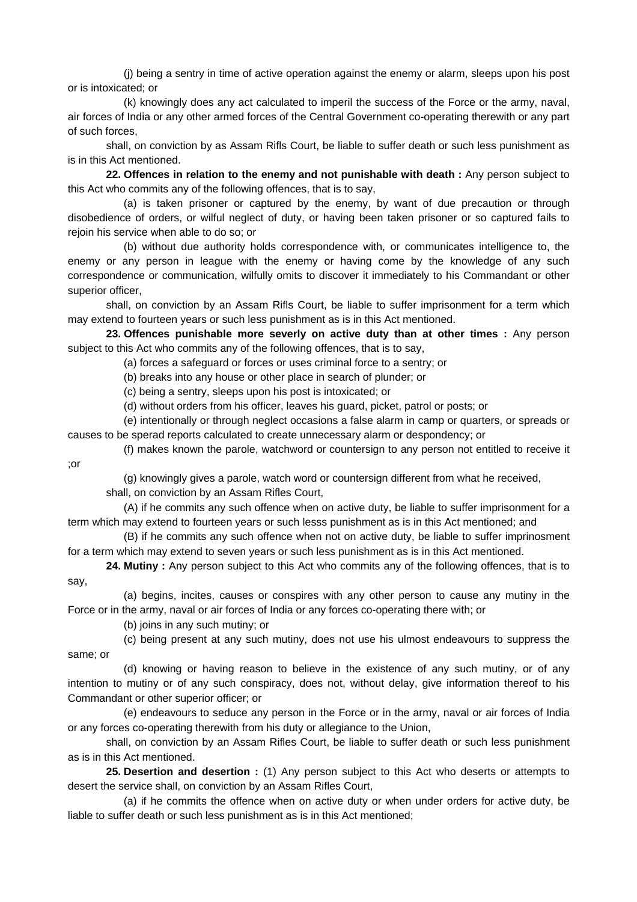(j) being a sentry in time of active operation against the enemy or alarm, sleeps upon his post or is intoxicated; or

(k) knowingly does any act calculated to imperil the success of the Force or the army, naval, air forces of India or any other armed forces of the Central Government co-operating therewith or any part of such forces,

shall, on conviction by as Assam Rifls Court, be liable to suffer death or such less punishment as is in this Act mentioned.

**22. Offences in relation to the enemy and not punishable with death :** Any person subject to this Act who commits any of the following offences, that is to say,

(a) is taken prisoner or captured by the enemy, by want of due precaution or through disobedience of orders, or wilful neglect of duty, or having been taken prisoner or so captured fails to rejoin his service when able to do so; or

(b) without due authority holds correspondence with, or communicates intelligence to, the enemy or any person in league with the enemy or having come by the knowledge of any such correspondence or communication, wilfully omits to discover it immediately to his Commandant or other superior officer,

shall, on conviction by an Assam Rifls Court, be liable to suffer imprisonment for a term which may extend to fourteen years or such less punishment as is in this Act mentioned.

**23. Offences punishable more severly on active duty than at other times :** Any person subject to this Act who commits any of the following offences, that is to say,

(a) forces a safeguard or forces or uses criminal force to a sentry; or

(b) breaks into any house or other place in search of plunder; or

(c) being a sentry, sleeps upon his post is intoxicated; or

(d) without orders from his officer, leaves his guard, picket, patrol or posts; or

(e) intentionally or through neglect occasions a false alarm in camp or quarters, or spreads or causes to be sperad reports calculated to create unnecessary alarm or despondency; or

(f) makes known the parole, watchword or countersign to any person not entitled to receive it ;or

(g) knowingly gives a parole, watch word or countersign different from what he received,

shall, on conviction by an Assam Rifles Court,

(A) if he commits any such offence when on active duty, be liable to suffer imprisonment for a term which may extend to fourteen years or such lesss punishment as is in this Act mentioned; and

(B) if he commits any such offence when not on active duty, be liable to suffer imprinosment for a term which may extend to seven years or such less punishment as is in this Act mentioned.

**24. Mutiny :** Any person subject to this Act who commits any of the following offences, that is to say,

(a) begins, incites, causes or conspires with any other person to cause any mutiny in the Force or in the army, naval or air forces of India or any forces co-operating there with; or

(b) joins in any such mutiny; or

(c) being present at any such mutiny, does not use his ulmost endeavours to suppress the same; or

(d) knowing or having reason to believe in the existence of any such mutiny, or of any intention to mutiny or of any such conspiracy, does not, without delay, give information thereof to his Commandant or other superior officer; or

(e) endeavours to seduce any person in the Force or in the army, naval or air forces of India or any forces co-operating therewith from his duty or allegiance to the Union,

shall, on conviction by an Assam Rifles Court, be liable to suffer death or such less punishment as is in this Act mentioned.

**25. Desertion and desertion :** (1) Any person subject to this Act who deserts or attempts to desert the service shall, on conviction by an Assam Rifles Court,

(a) if he commits the offence when on active duty or when under orders for active duty, be liable to suffer death or such less punishment as is in this Act mentioned;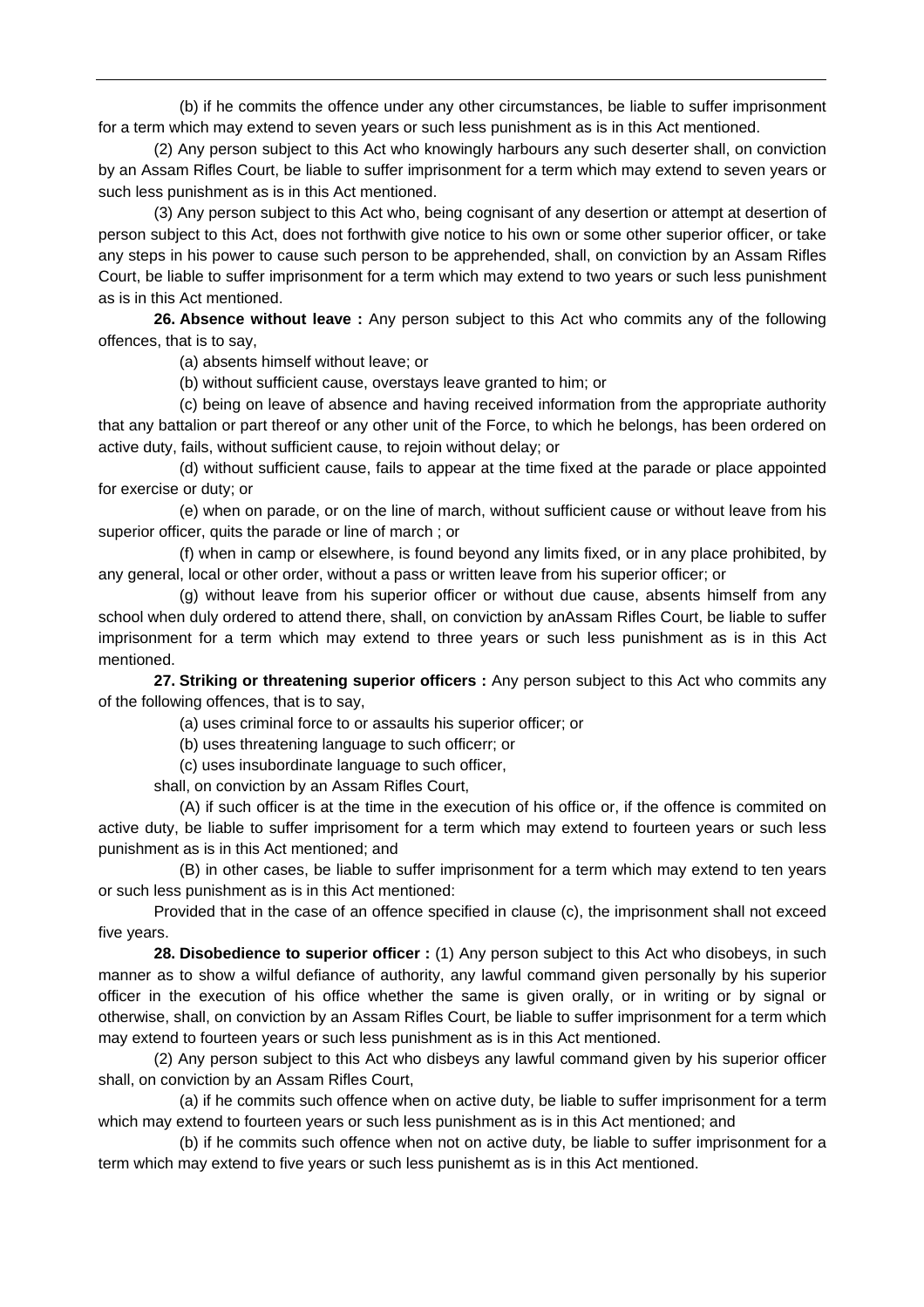(b) if he commits the offence under any other circumstances, be liable to suffer imprisonment for a term which may extend to seven years or such less punishment as is in this Act mentioned.

(2) Any person subject to this Act who knowingly harbours any such deserter shall, on conviction by an Assam Rifles Court, be liable to suffer imprisonment for a term which may extend to seven years or such less punishment as is in this Act mentioned.

(3) Any person subject to this Act who, being cognisant of any desertion or attempt at desertion of person subject to this Act, does not forthwith give notice to his own or some other superior officer, or take any steps in his power to cause such person to be apprehended, shall, on conviction by an Assam Rifles Court, be liable to suffer imprisonment for a term which may extend to two years or such less punishment as is in this Act mentioned.

**26. Absence without leave :** Any person subject to this Act who commits any of the following offences, that is to say,

(a) absents himself without leave; or

(b) without sufficient cause, overstays leave granted to him; or

(c) being on leave of absence and having received information from the appropriate authority that any battalion or part thereof or any other unit of the Force, to which he belongs, has been ordered on active duty, fails, without sufficient cause, to rejoin without delay; or

(d) without sufficient cause, fails to appear at the time fixed at the parade or place appointed for exercise or duty; or

(e) when on parade, or on the line of march, without sufficient cause or without leave from his superior officer, quits the parade or line of march ; or

(f) when in camp or elsewhere, is found beyond any limits fixed, or in any place prohibited, by any general, local or other order, without a pass or written leave from his superior officer; or

(g) without leave from his superior officer or without due cause, absents himself from any school when duly ordered to attend there, shall, on conviction by anAssam Rifles Court, be liable to suffer imprisonment for a term which may extend to three years or such less punishment as is in this Act mentioned.

**27. Striking or threatening superior officers :** Any person subject to this Act who commits any of the following offences, that is to say,

(a) uses criminal force to or assaults his superior officer; or

(b) uses threatening language to such officerr; or

(c) uses insubordinate language to such officer,

shall, on conviction by an Assam Rifles Court,

(A) if such officer is at the time in the execution of his office or, if the offence is commited on active duty, be liable to suffer imprisoment for a term which may extend to fourteen years or such less punishment as is in this Act mentioned; and

(B) in other cases, be liable to suffer imprisonment for a term which may extend to ten years or such less punishment as is in this Act mentioned:

Provided that in the case of an offence specified in clause (c), the imprisonment shall not exceed five years.

**28. Disobedience to superior officer :** (1) Any person subject to this Act who disobeys, in such manner as to show a wilful defiance of authority, any lawful command given personally by his superior officer in the execution of his office whether the same is given orally, or in writing or by signal or otherwise, shall, on conviction by an Assam Rifles Court, be liable to suffer imprisonment for a term which may extend to fourteen years or such less punishment as is in this Act mentioned.

(2) Any person subject to this Act who disbeys any lawful command given by his superior officer shall, on conviction by an Assam Rifles Court,

(a) if he commits such offence when on active duty, be liable to suffer imprisonment for a term which may extend to fourteen years or such less punishment as is in this Act mentioned; and

(b) if he commits such offence when not on active duty, be liable to suffer imprisonment for a term which may extend to five years or such less punishemt as is in this Act mentioned.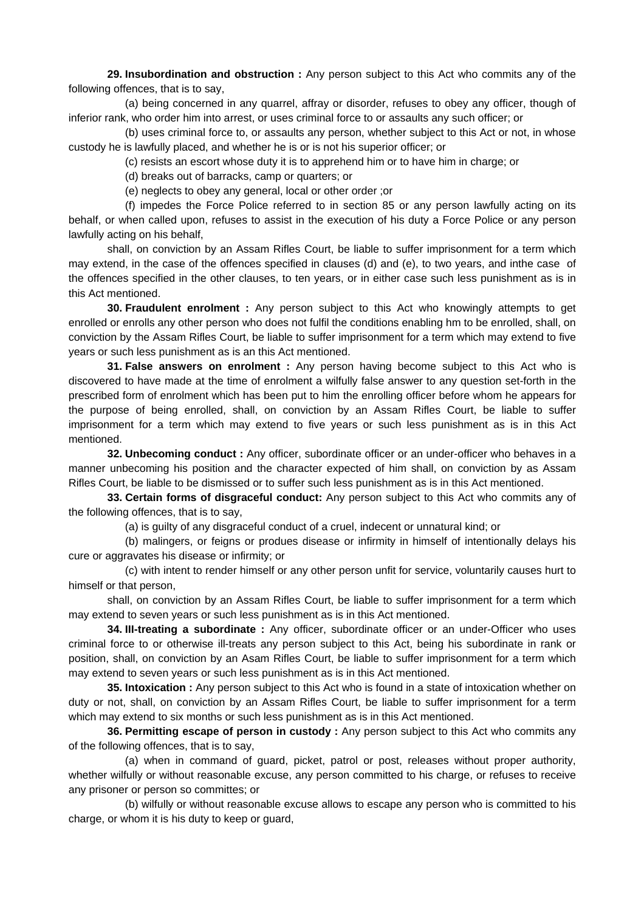**29. Insubordination and obstruction :** Any person subject to this Act who commits any of the following offences, that is to say,

(a) being concerned in any quarrel, affray or disorder, refuses to obey any officer, though of inferior rank, who order him into arrest, or uses criminal force to or assaults any such officer; or

(b) uses criminal force to, or assaults any person, whether subject to this Act or not, in whose custody he is lawfully placed, and whether he is or is not his superior officer; or

(c) resists an escort whose duty it is to apprehend him or to have him in charge; or

(d) breaks out of barracks, camp or quarters; or

(e) neglects to obey any general, local or other order ;or

(f) impedes the Force Police referred to in section 85 or any person lawfully acting on its behalf, or when called upon, refuses to assist in the execution of his duty a Force Police or any person lawfully acting on his behalf,

shall, on conviction by an Assam Rifles Court, be liable to suffer imprisonment for a term which may extend, in the case of the offences specified in clauses (d) and (e), to two years, and inthe case of the offences specified in the other clauses, to ten years, or in either case such less punishment as is in this Act mentioned.

**30. Fraudulent enrolment :** Any person subject to this Act who knowingly attempts to get enrolled or enrolls any other person who does not fulfil the conditions enabling hm to be enrolled, shall, on conviction by the Assam Rifles Court, be liable to suffer imprisonment for a term which may extend to five years or such less punishment as is an this Act mentioned.

**31. False answers on enrolment :** Any person having become subject to this Act who is discovered to have made at the time of enrolment a wilfully false answer to any question set-forth in the prescribed form of enrolment which has been put to him the enrolling officer before whom he appears for the purpose of being enrolled, shall, on conviction by an Assam Rifles Court, be liable to suffer imprisonment for a term which may extend to five years or such less punishment as is in this Act mentioned.

**32. Unbecoming conduct :** Any officer, subordinate officer or an under-officer who behaves in a manner unbecoming his position and the character expected of him shall, on conviction by as Assam Rifles Court, be liable to be dismissed or to suffer such less punishment as is in this Act mentioned.

**33. Certain forms of disgraceful conduct:** Any person subject to this Act who commits any of the following offences, that is to say,

(a) is guilty of any disgraceful conduct of a cruel, indecent or unnatural kind; or

(b) malingers, or feigns or produes disease or infirmity in himself of intentionally delays his cure or aggravates his disease or infirmity; or

(c) with intent to render himself or any other person unfit for service, voluntarily causes hurt to himself or that person,

shall, on conviction by an Assam Rifles Court, be liable to suffer imprisonment for a term which may extend to seven years or such less punishment as is in this Act mentioned.

**34. Ill-treating a subordinate :** Any officer, subordinate officer or an under-Officer who uses criminal force to or otherwise ill-treats any person subject to this Act, being his subordinate in rank or position, shall, on conviction by an Asam Rifles Court, be liable to suffer imprisonment for a term which may extend to seven years or such less punishment as is in this Act mentioned.

**35. Intoxication :** Any person subject to this Act who is found in a state of intoxication whether on duty or not, shall, on conviction by an Assam Rifles Court, be liable to suffer imprisonment for a term which may extend to six months or such less punishment as is in this Act mentioned.

**36. Permitting escape of person in custody :** Any person subject to this Act who commits any of the following offences, that is to say,

(a) when in command of guard, picket, patrol or post, releases without proper authority, whether wilfully or without reasonable excuse, any person committed to his charge, or refuses to receive any prisoner or person so committes; or

(b) wilfully or without reasonable excuse allows to escape any person who is committed to his charge, or whom it is his duty to keep or guard,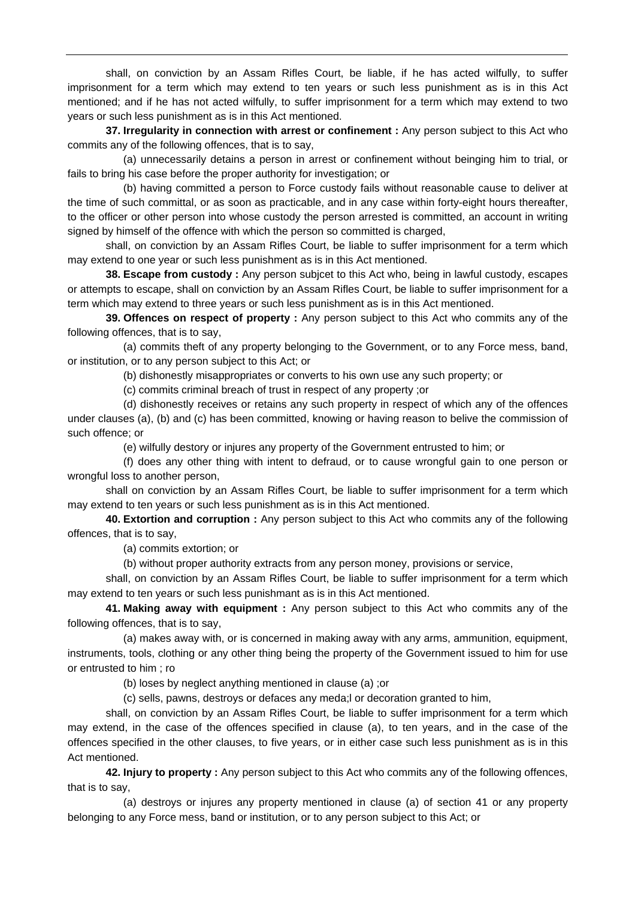shall, on conviction by an Assam Rifles Court, be liable, if he has acted wilfully, to suffer imprisonment for a term which may extend to ten years or such less punishment as is in this Act mentioned; and if he has not acted wilfully, to suffer imprisonment for a term which may extend to two years or such less punishment as is in this Act mentioned.

**37. Irregularity in connection with arrest or confinement :** Any person subject to this Act who commits any of the following offences, that is to say,

(a) unnecessarily detains a person in arrest or confinement without beinging him to trial, or fails to bring his case before the proper authority for investigation; or

(b) having committed a person to Force custody fails without reasonable cause to deliver at the time of such committal, or as soon as practicable, and in any case within forty-eight hours thereafter, to the officer or other person into whose custody the person arrested is committed, an account in writing signed by himself of the offence with which the person so committed is charged,

shall, on conviction by an Assam Rifles Court, be liable to suffer imprisonment for a term which may extend to one year or such less punishment as is in this Act mentioned.

**38. Escape from custody :** Any person subjcet to this Act who, being in lawful custody, escapes or attempts to escape, shall on conviction by an Assam Rifles Court, be liable to suffer imprisonment for a term which may extend to three years or such less punishment as is in this Act mentioned.

**39. Offences on respect of property :** Any person subject to this Act who commits any of the following offences, that is to say,

(a) commits theft of any property belonging to the Government, or to any Force mess, band, or institution, or to any person subject to this Act; or

(b) dishonestly misappropriates or converts to his own use any such property; or

(c) commits criminal breach of trust in respect of any property ;or

(d) dishonestly receives or retains any such property in respect of which any of the offences under clauses (a), (b) and (c) has been committed, knowing or having reason to belive the commission of such offence; or

(e) wilfully destory or injures any property of the Government entrusted to him; or

(f) does any other thing with intent to defraud, or to cause wrongful gain to one person or wrongful loss to another person,

shall on conviction by an Assam Rifles Court, be liable to suffer imprisonment for a term which may extend to ten years or such less punishment as is in this Act mentioned.

**40. Extortion and corruption :** Any person subject to this Act who commits any of the following offences, that is to say,

(a) commits extortion; or

(b) without proper authority extracts from any person money, provisions or service,

shall, on conviction by an Assam Rifles Court, be liable to suffer imprisonment for a term which may extend to ten years or such less punishmant as is in this Act mentioned.

**41. Making away with equipment :** Any person subject to this Act who commits any of the following offences, that is to say,

(a) makes away with, or is concerned in making away with any arms, ammunition, equipment, instruments, tools, clothing or any other thing being the property of the Government issued to him for use or entrusted to him ; ro

(b) loses by neglect anything mentioned in clause (a) ;or

(c) sells, pawns, destroys or defaces any meda;l or decoration granted to him,

shall, on conviction by an Assam Rifles Court, be liable to suffer imprisonment for a term which may extend, in the case of the offences specified in clause (a), to ten years, and in the case of the offences specified in the other clauses, to five years, or in either case such less punishment as is in this Act mentioned.

**42. Injury to property :** Any person subject to this Act who commits any of the following offences, that is to say,

(a) destroys or injures any property mentioned in clause (a) of section 41 or any property belonging to any Force mess, band or institution, or to any person subject to this Act; or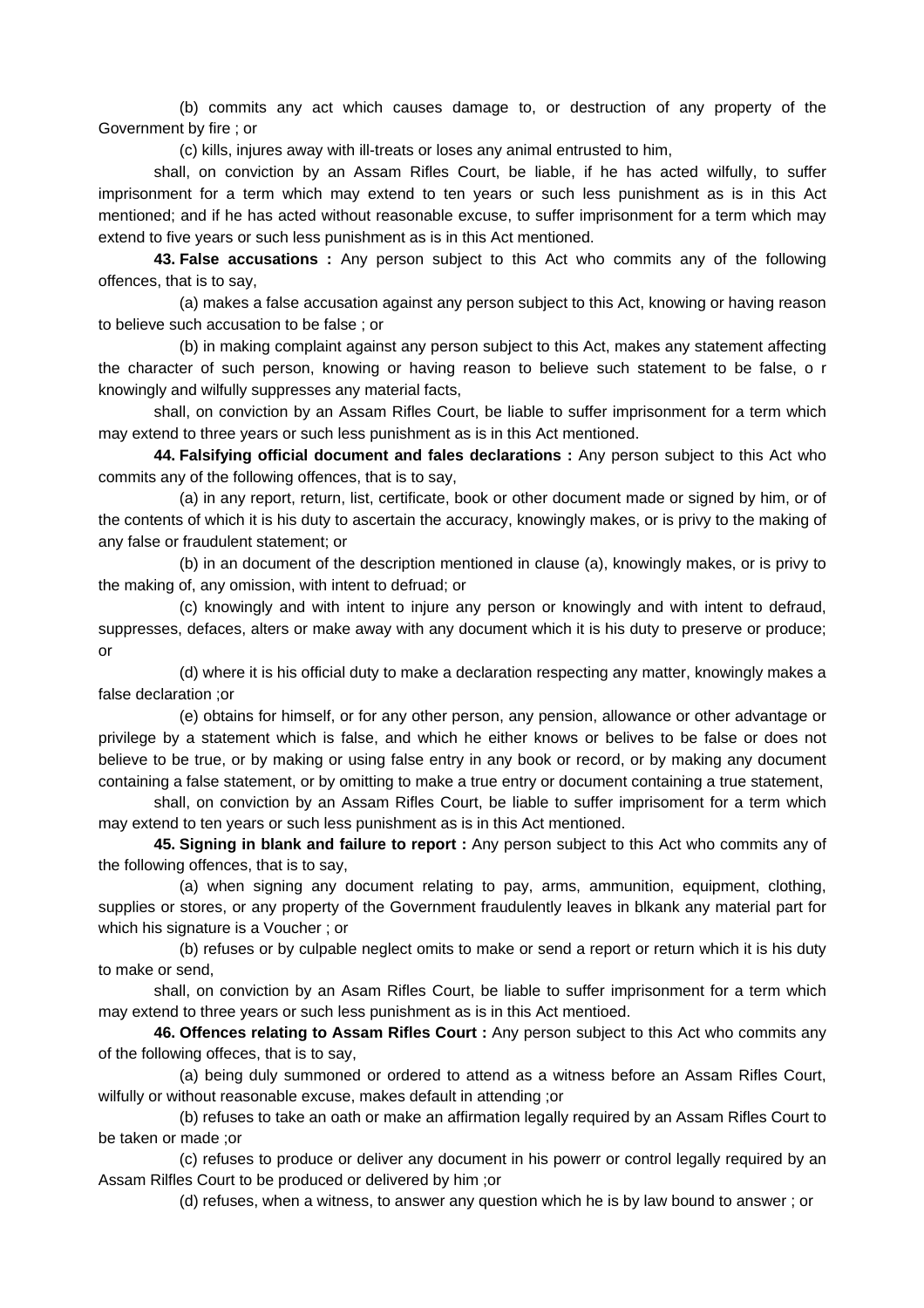(b) commits any act which causes damage to, or destruction of any property of the Government by fire ; or

(c) kills, injures away with ill-treats or loses any animal entrusted to him,

shall, on conviction by an Assam Rifles Court, be liable, if he has acted wilfully, to suffer imprisonment for a term which may extend to ten years or such less punishment as is in this Act mentioned; and if he has acted without reasonable excuse, to suffer imprisonment for a term which may extend to five years or such less punishment as is in this Act mentioned.

**43. False accusations :** Any person subject to this Act who commits any of the following offences, that is to say,

(a) makes a false accusation against any person subject to this Act, knowing or having reason to believe such accusation to be false ; or

(b) in making complaint against any person subject to this Act, makes any statement affecting the character of such person, knowing or having reason to believe such statement to be false, o r knowingly and wilfully suppresses any material facts,

shall, on conviction by an Assam Rifles Court, be liable to suffer imprisonment for a term which may extend to three years or such less punishment as is in this Act mentioned.

**44. Falsifying official document and fales declarations :** Any person subject to this Act who commits any of the following offences, that is to say,

(a) in any report, return, list, certificate, book or other document made or signed by him, or of the contents of which it is his duty to ascertain the accuracy, knowingly makes, or is privy to the making of any false or fraudulent statement; or

(b) in an document of the description mentioned in clause (a), knowingly makes, or is privy to the making of, any omission, with intent to defruad; or

(c) knowingly and with intent to injure any person or knowingly and with intent to defraud, suppresses, defaces, alters or make away with any document which it is his duty to preserve or produce; or

(d) where it is his official duty to make a declaration respecting any matter, knowingly makes a false declaration ;or

(e) obtains for himself, or for any other person, any pension, allowance or other advantage or privilege by a statement which is false, and which he either knows or belives to be false or does not believe to be true, or by making or using false entry in any book or record, or by making any document containing a false statement, or by omitting to make a true entry or document containing a true statement,

shall, on conviction by an Assam Rifles Court, be liable to suffer imprisoment for a term which may extend to ten years or such less punishment as is in this Act mentioned.

**45. Signing in blank and failure to report :** Any person subject to this Act who commits any of the following offences, that is to say,

(a) when signing any document relating to pay, arms, ammunition, equipment, clothing, supplies or stores, or any property of the Government fraudulently leaves in blkank any material part for which his signature is a Voucher ; or

(b) refuses or by culpable neglect omits to make or send a report or return which it is his duty to make or send,

shall, on conviction by an Asam Rifles Court, be liable to suffer imprisonment for a term which may extend to three years or such less punishment as is in this Act mentioed.

**46. Offences relating to Assam Rifles Court :** Any person subject to this Act who commits any of the following offeces, that is to say,

(a) being duly summoned or ordered to attend as a witness before an Assam Rifles Court, wilfully or without reasonable excuse, makes default in attending ;or

(b) refuses to take an oath or make an affirmation legally required by an Assam Rifles Court to be taken or made ;or

(c) refuses to produce or deliver any document in his powerr or control legally required by an Assam Rilfles Court to be produced or delivered by him ;or

(d) refuses, when a witness, to answer any question which he is by law bound to answer ; or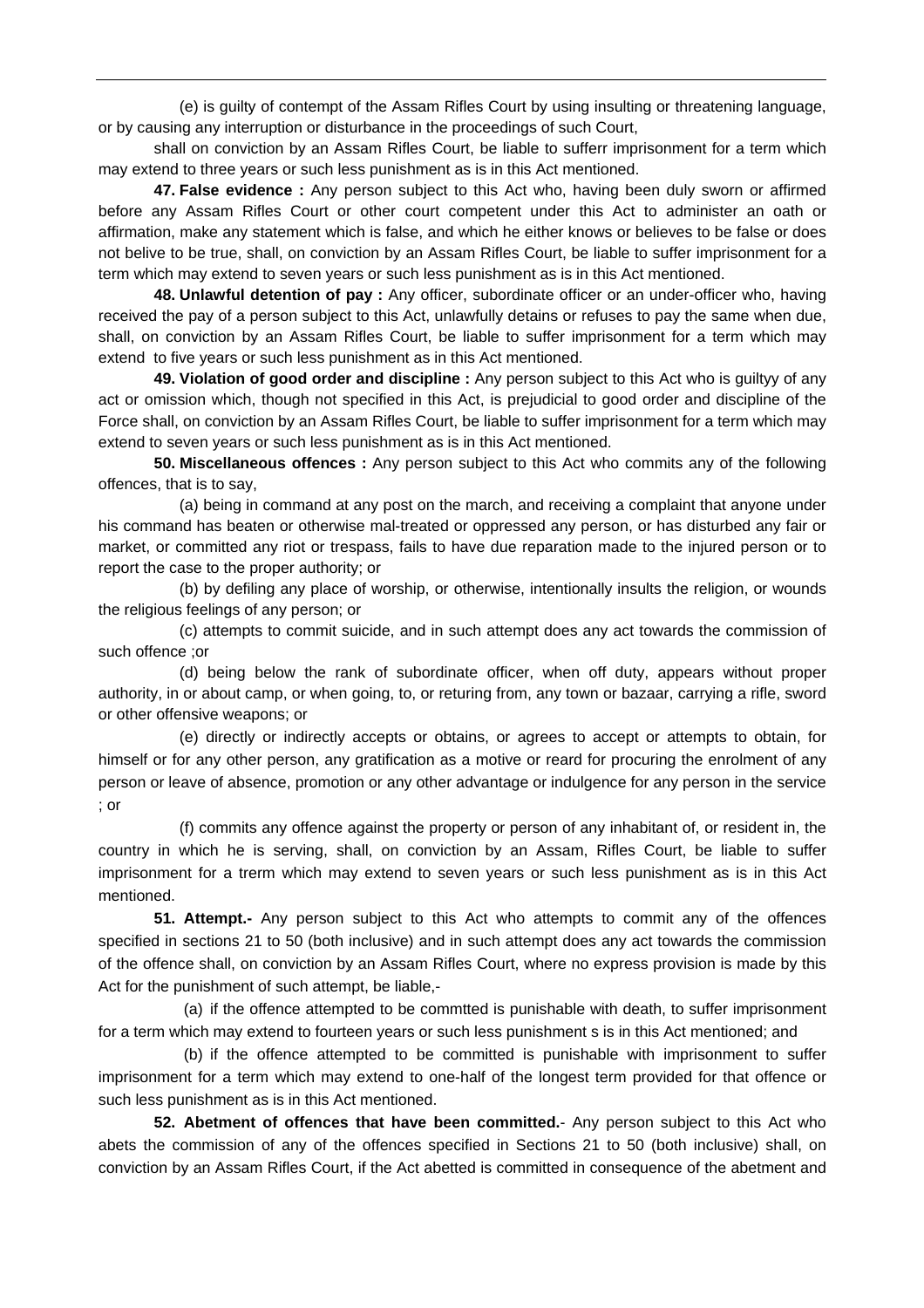(e) is guilty of contempt of the Assam Rifles Court by using insulting or threatening language, or by causing any interruption or disturbance in the proceedings of such Court,

shall on conviction by an Assam Rifles Court, be liable to sufferr imprisonment for a term which may extend to three years or such less punishment as is in this Act mentioned.

**47. False evidence :** Any person subject to this Act who, having been duly sworn or affirmed before any Assam Rifles Court or other court competent under this Act to administer an oath or affirmation, make any statement which is false, and which he either knows or believes to be false or does not belive to be true, shall, on conviction by an Assam Rifles Court, be liable to suffer imprisonment for a term which may extend to seven years or such less punishment as is in this Act mentioned.

**48. Unlawful detention of pay :** Any officer, subordinate officer or an under-officer who, having received the pay of a person subject to this Act, unlawfully detains or refuses to pay the same when due, shall, on conviction by an Assam Rifles Court, be liable to suffer imprisonment for a term which may extend to five years or such less punishment as in this Act mentioned.

**49. Violation of good order and discipline :** Any person subject to this Act who is guiltyy of any act or omission which, though not specified in this Act, is prejudicial to good order and discipline of the Force shall, on conviction by an Assam Rifles Court, be liable to suffer imprisonment for a term which may extend to seven years or such less punishment as is in this Act mentioned.

**50. Miscellaneous offences :** Any person subject to this Act who commits any of the following offences, that is to say,

(a) being in command at any post on the march, and receiving a complaint that anyone under his command has beaten or otherwise mal-treated or oppressed any person, or has disturbed any fair or market, or committed any riot or trespass, fails to have due reparation made to the injured person or to report the case to the proper authority; or

(b) by defiling any place of worship, or otherwise, intentionally insults the religion, or wounds the religious feelings of any person; or

(c) attempts to commit suicide, and in such attempt does any act towards the commission of such offence ;or

(d) being below the rank of subordinate officer, when off duty, appears without proper authority, in or about camp, or when going, to, or returing from, any town or bazaar, carrying a rifle, sword or other offensive weapons; or

(e) directly or indirectly accepts or obtains, or agrees to accept or attempts to obtain, for himself or for any other person, any gratification as a motive or reard for procuring the enrolment of any person or leave of absence, promotion or any other advantage or indulgence for any person in the service ; or

(f) commits any offence against the property or person of any inhabitant of, or resident in, the country in which he is serving, shall, on conviction by an Assam, Rifles Court, be liable to suffer imprisonment for a trerm which may extend to seven years or such less punishment as is in this Act mentioned.

**51. Attempt.-** Any person subject to this Act who attempts to commit any of the offences specified in sections 21 to 50 (both inclusive) and in such attempt does any act towards the commission of the offence shall, on conviction by an Assam Rifles Court, where no express provision is made by this Act for the punishment of such attempt, be liable,-

(a) if the offence attempted to be commtted is punishable with death, to suffer imprisonment for a term which may extend to fourteen years or such less punishment s is in this Act mentioned; and

(b) if the offence attempted to be committed is punishable with imprisonment to suffer imprisonment for a term which may extend to one-half of the longest term provided for that offence or such less punishment as is in this Act mentioned.

**52. Abetment of offences that have been committed.**- Any person subject to this Act who abets the commission of any of the offences specified in Sections 21 to 50 (both inclusive) shall, on conviction by an Assam Rifles Court, if the Act abetted is committed in consequence of the abetment and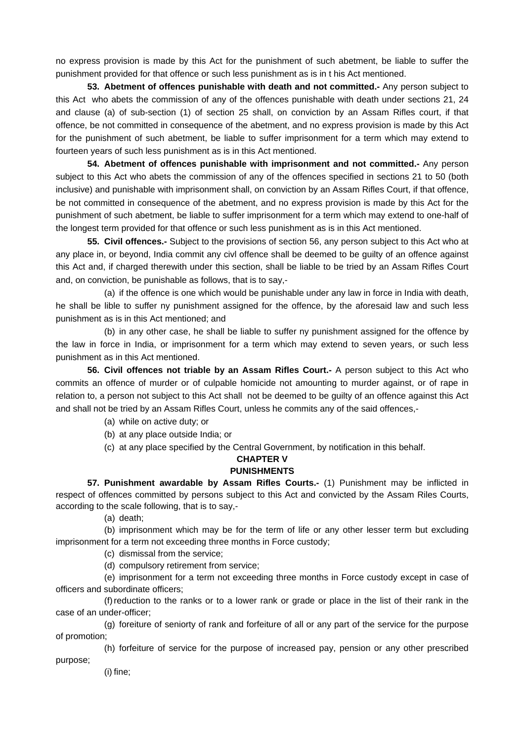no express provision is made by this Act for the punishment of such abetment, be liable to suffer the punishment provided for that offence or such less punishment as is in t his Act mentioned.

**53. Abetment of offences punishable with death and not committed.-** Any person subject to this Act who abets the commission of any of the offences punishable with death under sections 21, 24 and clause (a) of sub-section (1) of section 25 shall, on conviction by an Assam Rifles court, if that offence, be not committed in consequence of the abetment, and no express provision is made by this Act for the punishment of such abetment, be liable to suffer imprisonment for a term which may extend to fourteen years of such less punishment as is in this Act mentioned.

**54. Abetment of offences punishable with imprisonment and not committed.-** Any person subject to this Act who abets the commission of any of the offences specified in sections 21 to 50 (both inclusive) and punishable with imprisonment shall, on conviction by an Assam Rifles Court, if that offence, be not committed in consequence of the abetment, and no express provision is made by this Act for the punishment of such abetment, be liable to suffer imprisonment for a term which may extend to one-half of the longest term provided for that offence or such less punishment as is in this Act mentioned.

**55. Civil offences.-** Subject to the provisions of section 56, any person subject to this Act who at any place in, or beyond, India commit any civl offence shall be deemed to be guilty of an offence against this Act and, if charged therewith under this section, shall be liable to be tried by an Assam Rifles Court and, on conviction, be punishable as follows, that is to say,-

(a) if the offence is one which would be punishable under any law in force in India with death, he shall be lible to suffer ny punishment assigned for the offence, by the aforesaid law and such less punishment as is in this Act mentioned; and

(b) in any other case, he shall be liable to suffer ny punishment assigned for the offence by the law in force in India, or imprisonment for a term which may extend to seven years, or such less punishment as in this Act mentioned.

**56. Civil offences not triable by an Assam Rifles Court.-** A person subject to this Act who commits an offence of murder or of culpable homicide not amounting to murder against, or of rape in relation to, a person not subject to this Act shall not be deemed to be guilty of an offence against this Act and shall not be tried by an Assam Rifles Court, unless he commits any of the said offences,-

(a) while on active duty; or

(b) at any place outside India; or

(c) at any place specified by the Central Government, by notification in this behalf.

## CHAPTER V
## PUNISHMENTS

**57. Punishment awardable by Assam Rifles Courts.-** (1) Punishment may be inflicted in respect of offences committed by persons subject to this Act and convicted by the Assam Riles Courts, according to the scale following, that is to say,-

(a) death;

(b) imprisonment which may be for the term of life or any other lesser term but excluding imprisonment for a term not exceeding three months in Force custody;

(c) dismissal from the service;

(d) compulsory retirement from service;

(e) imprisonment for a term not exceeding three months in Force custody except in case of officers and subordinate officers;

(f) reduction to the ranks or to a lower rank or grade or place in the list of their rank in the case of an under-officer;

(g) foreiture of seniorty of rank and forfeiture of all or any part of the service for the purpose of promotion;

(h) forfeiture of service for the purpose of increased pay, pension or any other prescribed purpose;

(i) fine;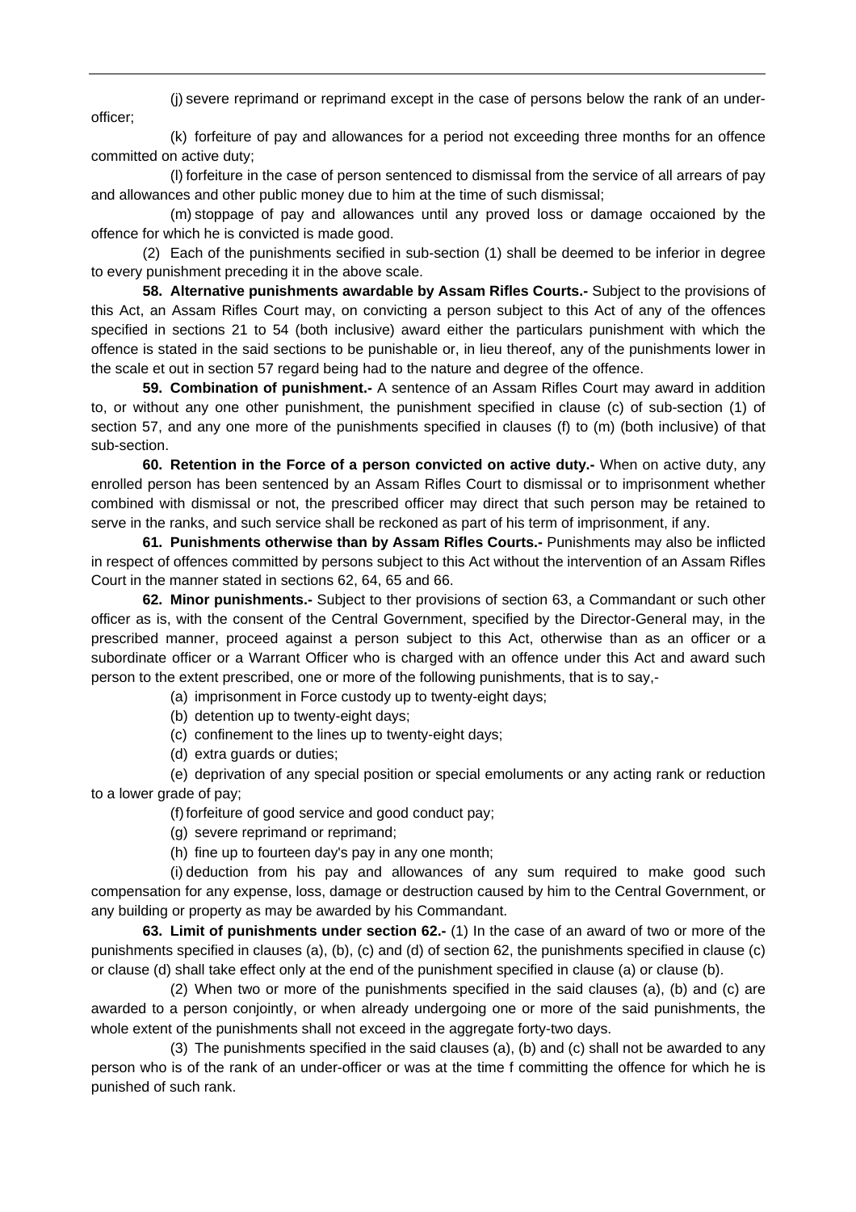(j) severe reprimand or reprimand except in the case of persons below the rank of an under-officer;

(k) forfeiture of pay and allowances for a period not exceeding three months for an offence committed on active duty;

(l) forfeiture in the case of person sentenced to dismissal from the service of all arrears of pay and allowances and other public money due to him at the time of such dismissal;

(m) stoppage of pay and allowances until any proved loss or damage occaioned by the offence for which he is convicted is made good.

(2) Each of the punishments secified in sub-section (1) shall be deemed to be inferior in degree to every punishment preceding it in the above scale.

**58. Alternative punishments awardable by Assam Rifles Courts.-** Subject to the provisions of this Act, an Assam Rifles Court may, on convicting a person subject to this Act of any of the offences specified in sections 21 to 54 (both inclusive) award either the particulars punishment with which the offence is stated in the said sections to be punishable or, in lieu thereof, any of the punishments lower in the scale et out in section 57 regard being had to the nature and degree of the offence.

**59. Combination of punishment.-** A sentence of an Assam Rifles Court may award in addition to, or without any one other punishment, the punishment specified in clause (c) of sub-section (1) of section 57, and any one more of the punishments specified in clauses (f) to (m) (both inclusive) of that sub-section.

**60. Retention in the Force of a person convicted on active duty.-** When on active duty, any enrolled person has been sentenced by an Assam Rifles Court to dismissal or to imprisonment whether combined with dismissal or not, the prescribed officer may direct that such person may be retained to serve in the ranks, and such service shall be reckoned as part of his term of imprisonment, if any.

**61. Punishments otherwise than by Assam Rifles Courts.-** Punishments may also be inflicted in respect of offences committed by persons subject to this Act without the intervention of an Assam Rifles Court in the manner stated in sections 62, 64, 65 and 66.

**62. Minor punishments.-** Subject to ther provisions of section 63, a Commandant or such other officer as is, with the consent of the Central Government, specified by the Director-General may, in the prescribed manner, proceed against a person subject to this Act, otherwise than as an officer or a subordinate officer or a Warrant Officer who is charged with an offence under this Act and award such person to the extent prescribed, one or more of the following punishments, that is to say,-

(a) imprisonment in Force custody up to twenty-eight days;

(b) detention up to twenty-eight days;

(c) confinement to the lines up to twenty-eight days;

(d) extra guards or duties;

(e) deprivation of any special position or special emoluments or any acting rank or reduction to a lower grade of pay;

(f) forfeiture of good service and good conduct pay;

(g) severe reprimand or reprimand;

(h) fine up to fourteen day's pay in any one month;

(i) deduction from his pay and allowances of any sum required to make good such compensation for any expense, loss, damage or destruction caused by him to the Central Government, or any building or property as may be awarded by his Commandant.

**63. Limit of punishments under section 62.-** (1) In the case of an award of two or more of the punishments specified in clauses (a), (b), (c) and (d) of section 62, the punishments specified in clause (c) or clause (d) shall take effect only at the end of the punishment specified in clause (a) or clause (b).

(2) When two or more of the punishments specified in the said clauses (a), (b) and (c) are awarded to a person conjointly, or when already undergoing one or more of the said punishments, the whole extent of the punishments shall not exceed in the aggregate forty-two days.

(3) The punishments specified in the said clauses (a), (b) and (c) shall not be awarded to any person who is of the rank of an under-officer or was at the time f committing the offence for which he is punished of such rank.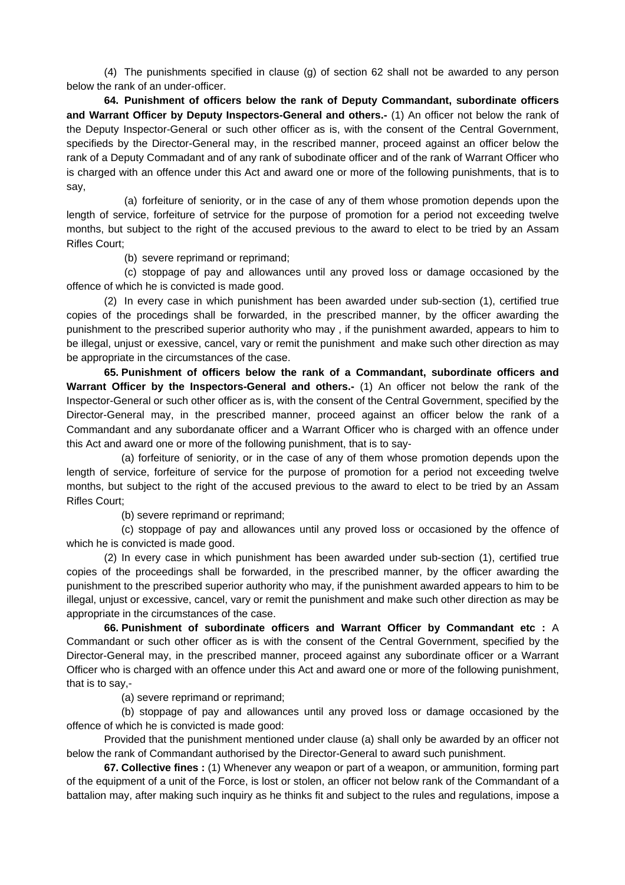(4) The punishments specified in clause (g) of section 62 shall not be awarded to any person below the rank of an under-officer.

**64. Punishment of officers below the rank of Deputy Commandant, subordinate officers and Warrant Officer by Deputy Inspectors-General and others.-** (1) An officer not below the rank of the Deputy Inspector-General or such other officer as is, with the consent of the Central Government, specifieds by the Director-General may, in the rescribed manner, proceed against an officer below the rank of a Deputy Commadant and of any rank of subodinate officer and of the rank of Warrant Officer who is charged with an offence under this Act and award one or more of the following punishments, that is to say,

(a) forfeiture of seniority, or in the case of any of them whose promotion depends upon the length of service, forfeiture of setrvice for the purpose of promotion for a period not exceeding twelve months, but subject to the right of the accused previous to the award to elect to be tried by an Assam Rifles Court;

(b) severe reprimand or reprimand;

(c) stoppage of pay and allowances until any proved loss or damage occasioned by the offence of which he is convicted is made good.

(2) In every case in which punishment has been awarded under sub-section (1), certified true copies of the procedings shall be forwarded, in the prescribed manner, by the officer awarding the punishment to the prescribed superior authority who may , if the punishment awarded, appears to him to be illegal, unjust or exessive, cancel, vary or remit the punishment and make such other direction as may be appropriate in the circumstances of the case.

**65. Punishment of officers below the rank of a Commandant, subordinate officers and Warrant Officer by the Inspectors-General and others.-** (1) An officer not below the rank of the Inspector-General or such other officer as is, with the consent of the Central Government, specified by the Director-General may, in the prescribed manner, proceed against an officer below the rank of a Commandant and any subordanate officer and a Warrant Officer who is charged with an offence under this Act and award one or more of the following punishment, that is to say-

(a) forfeiture of seniority, or in the case of any of them whose promotion depends upon the length of service, forfeiture of service for the purpose of promotion for a period not exceeding twelve months, but subject to the right of the accused previous to the award to elect to be tried by an Assam Rifles Court;

(b) severe reprimand or reprimand;

(c) stoppage of pay and allowances until any proved loss or occasioned by the offence of which he is convicted is made good.

(2) In every case in which punishment has been awarded under sub-section (1), certified true copies of the proceedings shall be forwarded, in the prescribed manner, by the officer awarding the punishment to the prescribed superior authority who may, if the punishment awarded appears to him to be illegal, unjust or excessive, cancel, vary or remit the punishment and make such other direction as may be appropriate in the circumstances of the case.

**66. Punishment of subordinate officers and Warrant Officer by Commandant etc :** A Commandant or such other officer as is with the consent of the Central Government, specified by the Director-General may, in the prescribed manner, proceed against any subordinate officer or a Warrant Officer who is charged with an offence under this Act and award one or more of the following punishment, that is to say,-

(a) severe reprimand or reprimand;

(b) stoppage of pay and allowances until any proved loss or damage occasioned by the offence of which he is convicted is made good:

Provided that the punishment mentioned under clause (a) shall only be awarded by an officer not below the rank of Commandant authorised by the Director-General to award such punishment.

**67. Collective fines :** (1) Whenever any weapon or part of a weapon, or ammunition, forming part of the equipment of a unit of the Force, is lost or stolen, an officer not below rank of the Commandant of a battalion may, after making such inquiry as he thinks fit and subject to the rules and regulations, impose a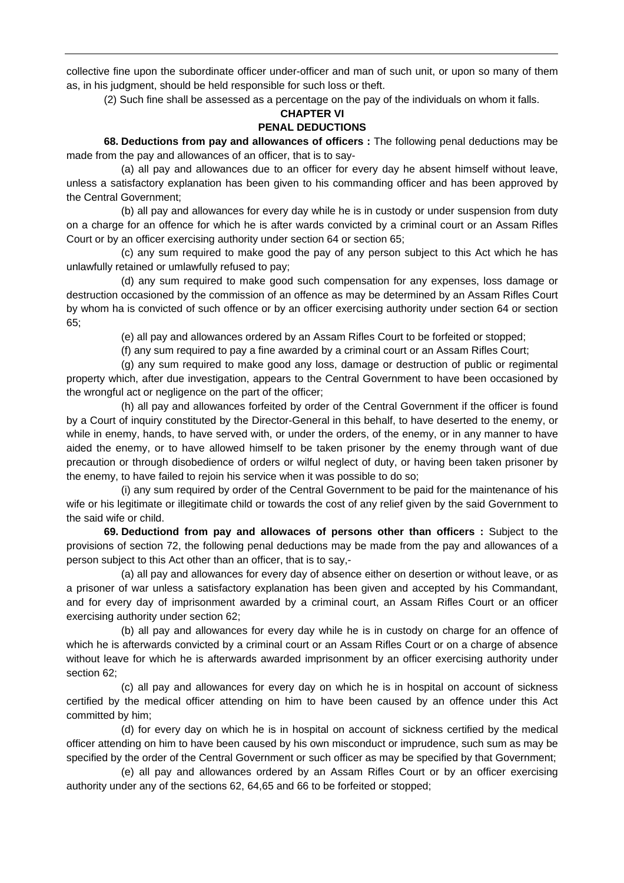collective fine upon the subordinate officer under-officer and man of such unit, or upon so many of them as, in his judgment, should be held responsible for such loss or theft.

(2) Such fine shall be assessed as a percentage on the pay of the individuals on whom it falls.

## CHAPTER VI

## PENAL DEDUCTIONS

**68. Deductions from pay and allowances of officers :** The following penal deductions may be made from the pay and allowances of an officer, that is to say-

(a) all pay and allowances due to an officer for every day he absent himself without leave, unless a satisfactory explanation has been given to his commanding officer and has been approved by the Central Government;

(b) all pay and allowances for every day while he is in custody or under suspension from duty on a charge for an offence for which he is after wards convicted by a criminal court or an Assam Rifles Court or by an officer exercising authority under section 64 or section 65;

(c) any sum required to make good the pay of any person subject to this Act which he has unlawfully retained or umlawfully refused to pay;

(d) any sum required to make good such compensation for any expenses, loss damage or destruction occasioned by the commission of an offence as may be determined by an Assam Rifles Court by whom ha is convicted of such offence or by an officer exercising authority under section 64 or section 65;

(e) all pay and allowances ordered by an Assam Rifles Court to be forfeited or stopped;

(f) any sum required to pay a fine awarded by a criminal court or an Assam Rifles Court;

(g) any sum required to make good any loss, damage or destruction of public or regimental property which, after due investigation, appears to the Central Government to have been occasioned by the wrongful act or negligence on the part of the officer;

(h) all pay and allowances forfeited by order of the Central Government if the officer is found by a Court of inquiry constituted by the Director-General in this behalf, to have deserted to the enemy, or while in enemy, hands, to have served with, or under the orders, of the enemy, or in any manner to have aided the enemy, or to have allowed himself to be taken prisoner by the enemy through want of due precaution or through disobedience of orders or wilful neglect of duty, or having been taken prisoner by the enemy, to have failed to rejoin his service when it was possible to do so;

(i) any sum required by order of the Central Government to be paid for the maintenance of his wife or his legitimate or illegitimate child or towards the cost of any relief given by the said Government to the said wife or child.

**69. Deductiond from pay and allowaces of persons other than officers :** Subject to the provisions of section 72, the following penal deductions may be made from the pay and allowances of a person subject to this Act other than an officer, that is to say,-

(a) all pay and allowances for every day of absence either on desertion or without leave, or as a prisoner of war unless a satisfactory explanation has been given and accepted by his Commandant, and for every day of imprisonment awarded by a criminal court, an Assam Rifles Court or an officer exercising authority under section 62;

(b) all pay and allowances for every day while he is in custody on charge for an offence of which he is afterwards convicted by a criminal court or an Assam Rifles Court or on a charge of absence without leave for which he is afterwards awarded imprisonment by an officer exercising authority under section 62;

(c) all pay and allowances for every day on which he is in hospital on account of sickness certified by the medical officer attending on him to have been caused by an offence under this Act committed by him;

(d) for every day on which he is in hospital on account of sickness certified by the medical officer attending on him to have been caused by his own misconduct or imprudence, such sum as may be specified by the order of the Central Government or such officer as may be specified by that Government;

(e) all pay and allowances ordered by an Assam Rifles Court or by an officer exercising authority under any of the sections 62, 64,65 and 66 to be forfeited or stopped;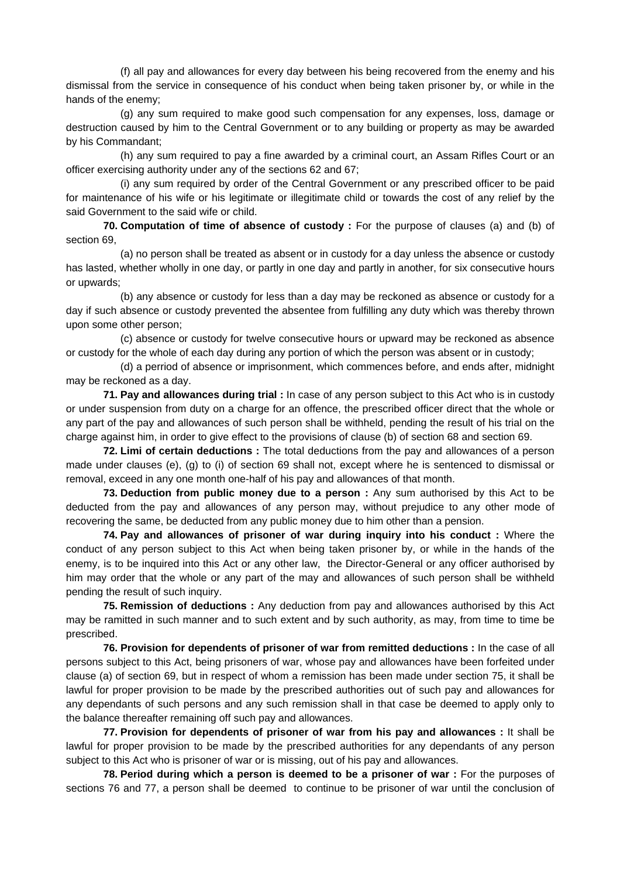(f) all pay and allowances for every day between his being recovered from the enemy and his dismissal from the service in consequence of his conduct when being taken prisoner by, or while in the hands of the enemy;

(g) any sum required to make good such compensation for any expenses, loss, damage or destruction caused by him to the Central Government or to any building or property as may be awarded by his Commandant;

(h) any sum required to pay a fine awarded by a criminal court, an Assam Rifles Court or an officer exercising authority under any of the sections 62 and 67;

(i) any sum required by order of the Central Government or any prescribed officer to be paid for maintenance of his wife or his legitimate or illegitimate child or towards the cost of any relief by the said Government to the said wife or child.

**70. Computation of time of absence of custody :** For the purpose of clauses (a) and (b) of section 69,

(a) no person shall be treated as absent or in custody for a day unless the absence or custody has lasted, whether wholly in one day, or partly in one day and partly in another, for six consecutive hours or upwards;

(b) any absence or custody for less than a day may be reckoned as absence or custody for a day if such absence or custody prevented the absentee from fulfilling any duty which was thereby thrown upon some other person;

(c) absence or custody for twelve consecutive hours or upward may be reckoned as absence or custody for the whole of each day during any portion of which the person was absent or in custody;

(d) a perriod of absence or imprisonment, which commences before, and ends after, midnight may be reckoned as a day.

**71. Pay and allowances during trial :** In case of any person subject to this Act who is in custody or under suspension from duty on a charge for an offence, the prescribed officer direct that the whole or any part of the pay and allowances of such person shall be withheld, pending the result of his trial on the charge against him, in order to give effect to the provisions of clause (b) of section 68 and section 69.

**72. Limi of certain deductions :** The total deductions from the pay and allowances of a person made under clauses (e), (g) to (i) of section 69 shall not, except where he is sentenced to dismissal or removal, exceed in any one month one-half of his pay and allowances of that month.

**73. Deduction from public money due to a person :** Any sum authorised by this Act to be deducted from the pay and allowances of any person may, without prejudice to any other mode of recovering the same, be deducted from any public money due to him other than a pension.

**74. Pay and allowances of prisoner of war during inquiry into his conduct :** Where the conduct of any person subject to this Act when being taken prisoner by, or while in the hands of the enemy, is to be inquired into this Act or any other law, the Director-General or any officer authorised by him may order that the whole or any part of the may and allowances of such person shall be withheld pending the result of such inquiry.

**75. Remission of deductions :** Any deduction from pay and allowances authorised by this Act may be ramitted in such manner and to such extent and by such authority, as may, from time to time be prescribed.

**76. Provision for dependents of prisoner of war from remitted deductions :** In the case of all persons subject to this Act, being prisoners of war, whose pay and allowances have been forfeited under clause (a) of section 69, but in respect of whom a remission has been made under section 75, it shall be lawful for proper provision to be made by the prescribed authorities out of such pay and allowances for any dependants of such persons and any such remission shall in that case be deemed to apply only to the balance thereafter remaining off such pay and allowances.

**77. Provision for dependents of prisoner of war from his pay and allowances :** It shall be lawful for proper provision to be made by the prescribed authorities for any dependants of any person subject to this Act who is prisoner of war or is missing, out of his pay and allowances.

**78. Period during which a person is deemed to be a prisoner of war :** For the purposes of sections 76 and 77, a person shall be deemed to continue to be prisoner of war until the conclusion of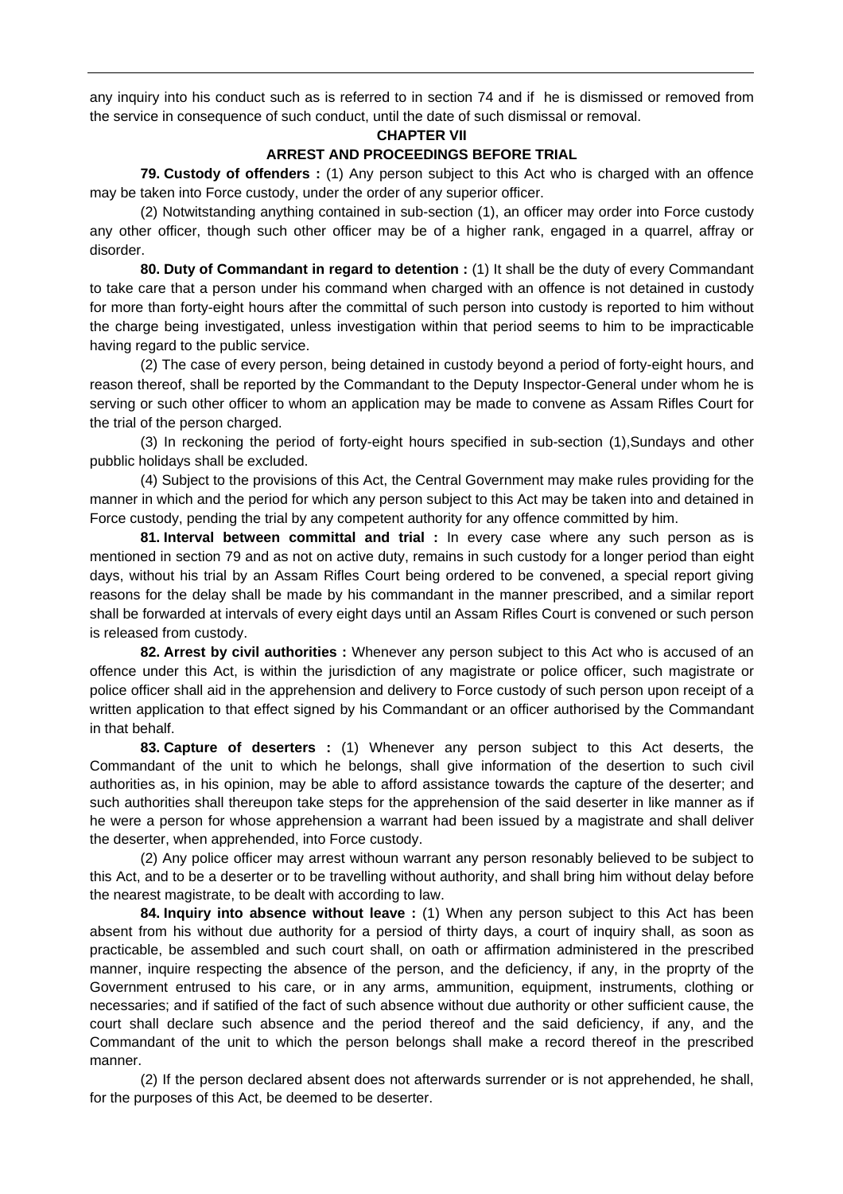any inquiry into his conduct such as is referred to in section 74 and if he is dismissed or removed from the service in consequence of such conduct, until the date of such dismissal or removal.

## CHAPTER VII

## ARREST AND PROCEEDINGS BEFORE TRIAL

**79. Custody of offenders :** (1) Any person subject to this Act who is charged with an offence may be taken into Force custody, under the order of any superior officer.

(2) Notwitstanding anything contained in sub-section (1), an officer may order into Force custody any other officer, though such other officer may be of a higher rank, engaged in a quarrel, affray or disorder.

**80. Duty of Commandant in regard to detention :** (1) It shall be the duty of every Commandant to take care that a person under his command when charged with an offence is not detained in custody for more than forty-eight hours after the committal of such person into custody is reported to him without the charge being investigated, unless investigation within that period seems to him to be impracticable having regard to the public service.

(2) The case of every person, being detained in custody beyond a period of forty-eight hours, and reason thereof, shall be reported by the Commandant to the Deputy Inspector-General under whom he is serving or such other officer to whom an application may be made to convene as Assam Rifles Court for the trial of the person charged.

(3) In reckoning the period of forty-eight hours specified in sub-section (1),Sundays and other pubblic holidays shall be excluded.

(4) Subject to the provisions of this Act, the Central Government may make rules providing for the manner in which and the period for which any person subject to this Act may be taken into and detained in Force custody, pending the trial by any competent authority for any offence committed by him.

**81. Interval between committal and trial :** In every case where any such person as is mentioned in section 79 and as not on active duty, remains in such custody for a longer period than eight days, without his trial by an Assam Rifles Court being ordered to be convened, a special report giving reasons for the delay shall be made by his commandant in the manner prescribed, and a similar report shall be forwarded at intervals of every eight days until an Assam Rifles Court is convened or such person is released from custody.

**82. Arrest by civil authorities :** Whenever any person subject to this Act who is accused of an offence under this Act, is within the jurisdiction of any magistrate or police officer, such magistrate or police officer shall aid in the apprehension and delivery to Force custody of such person upon receipt of a written application to that effect signed by his Commandant or an officer authorised by the Commandant in that behalf.

**83. Capture of deserters :** (1) Whenever any person subject to this Act deserts, the Commandant of the unit to which he belongs, shall give information of the desertion to such civil authorities as, in his opinion, may be able to afford assistance towards the capture of the deserter; and such authorities shall thereupon take steps for the apprehension of the said deserter in like manner as if he were a person for whose apprehension a warrant had been issued by a magistrate and shall deliver the deserter, when apprehended, into Force custody.

(2) Any police officer may arrest withoun warrant any person resonably believed to be subject to this Act, and to be a deserter or to be travelling without authority, and shall bring him without delay before the nearest magistrate, to be dealt with according to law.

**84. Inquiry into absence without leave :** (1) When any person subject to this Act has been absent from his without due authority for a persiod of thirty days, a court of inquiry shall, as soon as practicable, be assembled and such court shall, on oath or affirmation administered in the prescribed manner, inquire respecting the absence of the person, and the deficiency, if any, in the proprty of the Government entrused to his care, or in any arms, ammunition, equipment, instruments, clothing or necessaries; and if satified of the fact of such absence without due authority or other sufficient cause, the court shall declare such absence and the period thereof and the said deficiency, if any, and the Commandant of the unit to which the person belongs shall make a record thereof in the prescribed manner.

(2) If the person declared absent does not afterwards surrender or is not apprehended, he shall, for the purposes of this Act, be deemed to be deserter.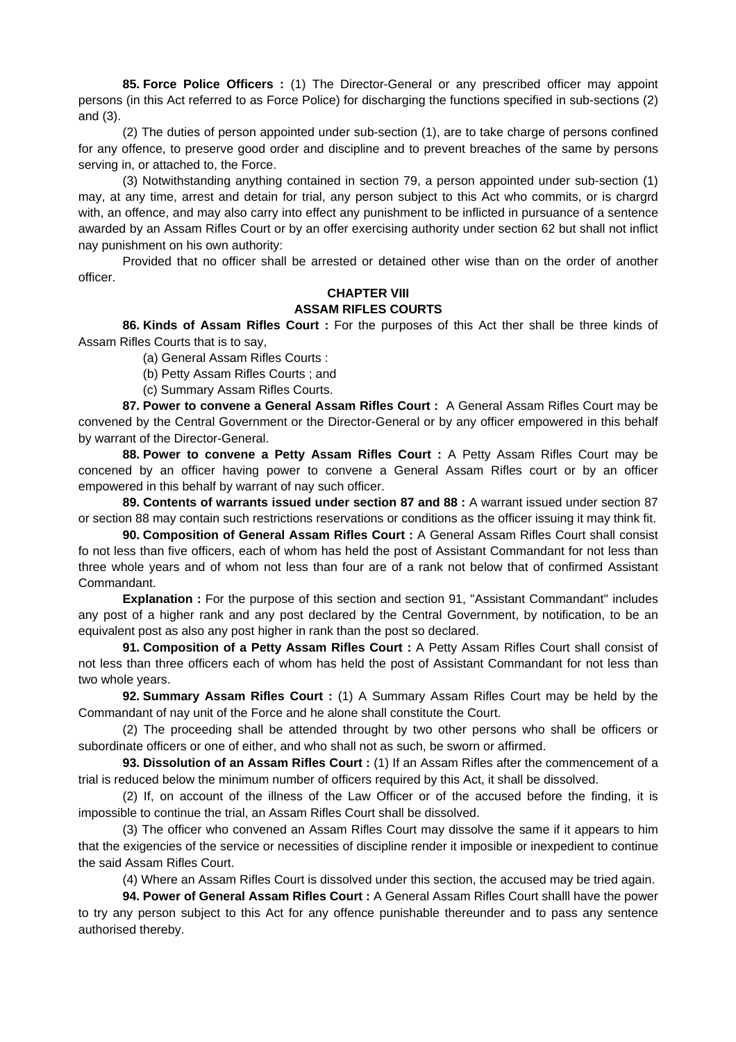**85. Force Police Officers :** (1) The Director-General or any prescribed officer may appoint persons (in this Act referred to as Force Police) for discharging the functions specified in sub-sections (2) and (3).

(2) The duties of person appointed under sub-section (1), are to take charge of persons confined for any offence, to preserve good order and discipline and to prevent breaches of the same by persons serving in, or attached to, the Force.

(3) Notwithstanding anything contained in section 79, a person appointed under sub-section (1) may, at any time, arrest and detain for trial, any person subject to this Act who commits, or is chargrd with, an offence, and may also carry into effect any punishment to be inflicted in pursuance of a sentence awarded by an Assam Rifles Court or by an offer exercising authority under section 62 but shall not inflict nay punishment on his own authority:

Provided that no officer shall be arrested or detained other wise than on the order of another officer.

## CHAPTER VIII
## ASSAM RIFLES COURTS

**86. Kinds of Assam Rifles Court :** For the purposes of this Act ther shall be three kinds of Assam Rifles Courts that is to say,

(a) General Assam Rifles Courts :

(b) Petty Assam Rifles Courts ; and

(c) Summary Assam Rifles Courts.

**87. Power to convene a General Assam Rifles Court :** A General Assam Rifles Court may be convened by the Central Government or the Director-General or by any officer empowered in this behalf by warrant of the Director-General.

**88. Power to convene a Petty Assam Rifles Court :** A Petty Assam Rifles Court may be concened by an officer having power to convene a General Assam Rifles court or by an officer empowered in this behalf by warrant of nay such officer.

**89. Contents of warrants issued under section 87 and 88 :** A warrant issued under section 87 or section 88 may contain such restrictions reservations or conditions as the officer issuing it may think fit.

**90. Composition of General Assam Rifles Court :** A General Assam Rifles Court shall consist fo not less than five officers, each of whom has held the post of Assistant Commandant for not less than three whole years and of whom not less than four are of a rank not below that of confirmed Assistant Commandant.

**Explanation :** For the purpose of this section and section 91, "Assistant Commandant" includes any post of a higher rank and any post declared by the Central Government, by notification, to be an equivalent post as also any post higher in rank than the post so declared.

**91. Composition of a Petty Assam Rifles Court :** A Petty Assam Rifles Court shall consist of not less than three officers each of whom has held the post of Assistant Commandant for not less than two whole years.

**92. Summary Assam Rifles Court :** (1) A Summary Assam Rifles Court may be held by the Commandant of nay unit of the Force and he alone shall constitute the Court.

(2) The proceeding shall be attended throught by two other persons who shall be officers or subordinate officers or one of either, and who shall not as such, be sworn or affirmed.

**93. Dissolution of an Assam Rifles Court :** (1) If an Assam Rifles after the commencement of a trial is reduced below the minimum number of officers required by this Act, it shall be dissolved.

(2) If, on account of the illness of the Law Officer or of the accused before the finding, it is impossible to continue the trial, an Assam Rifles Court shall be dissolved.

(3) The officer who convened an Assam Rifles Court may dissolve the same if it appears to him that the exigencies of the service or necessities of discipline render it imposible or inexpedient to continue the said Assam Rifles Court.

(4) Where an Assam Rifles Court is dissolved under this section, the accused may be tried again.

**94. Power of General Assam Rifles Court :** A General Assam Rifles Court shalll have the power to try any person subject to this Act for any offence punishable thereunder and to pass any sentence authorised thereby.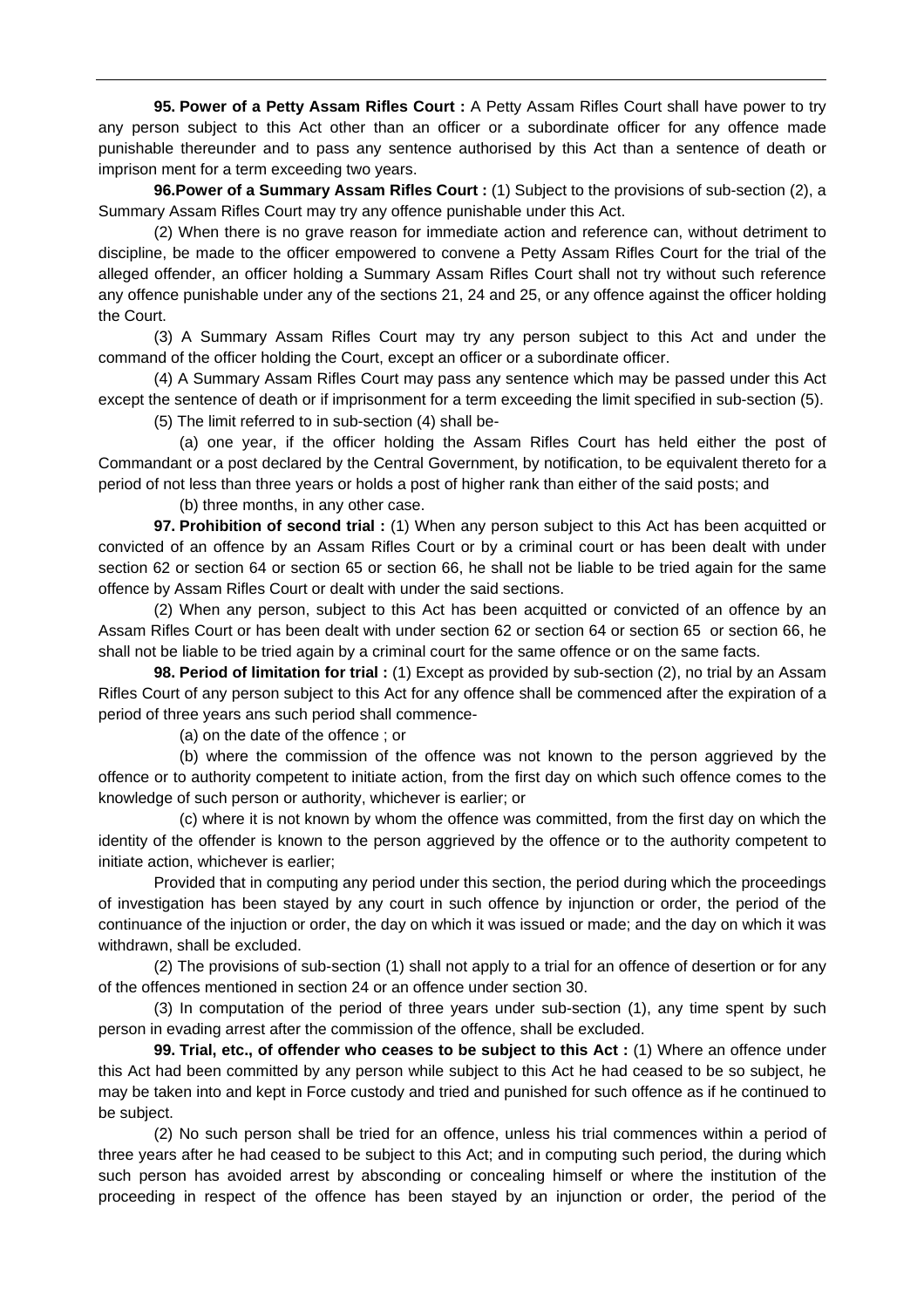**95. Power of a Petty Assam Rifles Court :** A Petty Assam Rifles Court shall have power to try any person subject to this Act other than an officer or a subordinate officer for any offence made punishable thereunder and to pass any sentence authorised by this Act than a sentence of death or imprison ment for a term exceeding two years.

**96.Power of a Summary Assam Rifles Court :** (1) Subject to the provisions of sub-section (2), a Summary Assam Rifles Court may try any offence punishable under this Act.

(2) When there is no grave reason for immediate action and reference can, without detriment to discipline, be made to the officer empowered to convene a Petty Assam Rifles Court for the trial of the alleged offender, an officer holding a Summary Assam Rifles Court shall not try without such reference any offence punishable under any of the sections 21, 24 and 25, or any offence against the officer holding the Court.

(3) A Summary Assam Rifles Court may try any person subject to this Act and under the command of the officer holding the Court, except an officer or a subordinate officer.

(4) A Summary Assam Rifles Court may pass any sentence which may be passed under this Act except the sentence of death or if imprisonment for a term exceeding the limit specified in sub-section (5).

(5) The limit referred to in sub-section (4) shall be-

(a) one year, if the officer holding the Assam Rifles Court has held either the post of Commandant or a post declared by the Central Government, by notification, to be equivalent thereto for a period of not less than three years or holds a post of higher rank than either of the said posts; and

(b) three months, in any other case.

**97. Prohibition of second trial :** (1) When any person subject to this Act has been acquitted or convicted of an offence by an Assam Rifles Court or by a criminal court or has been dealt with under section 62 or section 64 or section 65 or section 66, he shall not be liable to be tried again for the same offence by Assam Rifles Court or dealt with under the said sections.

(2) When any person, subject to this Act has been acquitted or convicted of an offence by an Assam Rifles Court or has been dealt with under section 62 or section 64 or section 65 or section 66, he shall not be liable to be tried again by a criminal court for the same offence or on the same facts.

**98. Period of limitation for trial :** (1) Except as provided by sub-section (2), no trial by an Assam Rifles Court of any person subject to this Act for any offence shall be commenced after the expiration of a period of three years ans such period shall commence-

(a) on the date of the offence ; or

(b) where the commission of the offence was not known to the person aggrieved by the offence or to authority competent to initiate action, from the first day on which such offence comes to the knowledge of such person or authority, whichever is earlier; or

(c) where it is not known by whom the offence was committed, from the first day on which the identity of the offender is known to the person aggrieved by the offence or to the authority competent to initiate action, whichever is earlier;

Provided that in computing any period under this section, the period during which the proceedings of investigation has been stayed by any court in such offence by injunction or order, the period of the continuance of the injuction or order, the day on which it was issued or made; and the day on which it was withdrawn, shall be excluded.

(2) The provisions of sub-section (1) shall not apply to a trial for an offence of desertion or for any of the offences mentioned in section 24 or an offence under section 30.

(3) In computation of the period of three years under sub-section (1), any time spent by such person in evading arrest after the commission of the offence, shall be excluded.

**99. Trial, etc., of offender who ceases to be subject to this Act :** (1) Where an offence under this Act had been committed by any person while subject to this Act he had ceased to be so subject, he may be taken into and kept in Force custody and tried and punished for such offence as if he continued to be subject.

(2) No such person shall be tried for an offence, unless his trial commences within a period of three years after he had ceased to be subject to this Act; and in computing such period, the during which such person has avoided arrest by absconding or concealing himself or where the institution of the proceeding in respect of the offence has been stayed by an injunction or order, the period of the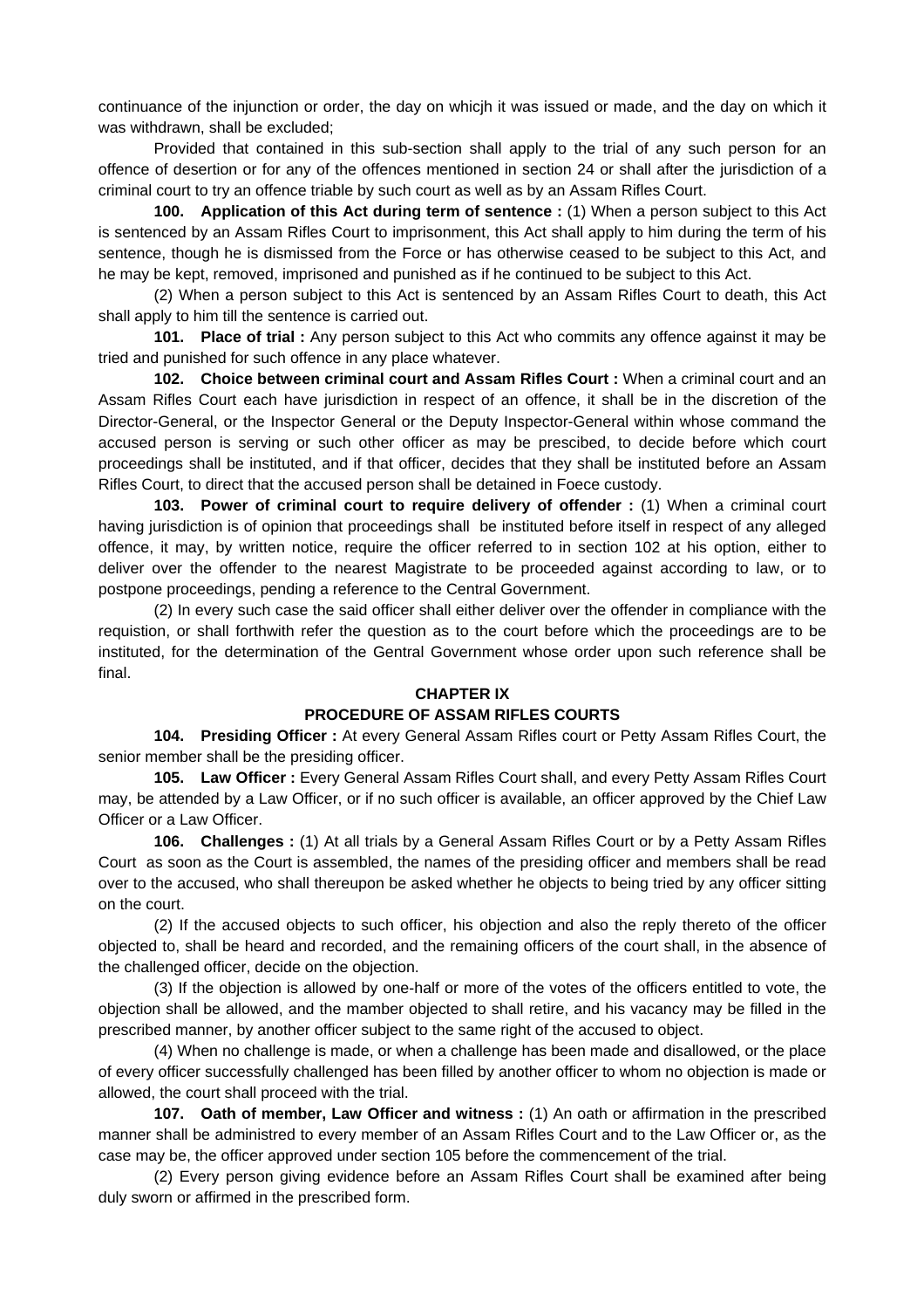continuance of the injunction or order, the day on whicjh it was issued or made, and the day on which it was withdrawn, shall be excluded;

Provided that contained in this sub-section shall apply to the trial of any such person for an offence of desertion or for any of the offences mentioned in section 24 or shall after the jurisdiction of a criminal court to try an offence triable by such court as well as by an Assam Rifles Court.

**100. Application of this Act during term of sentence :** (1) When a person subject to this Act is sentenced by an Assam Rifles Court to imprisonment, this Act shall apply to him during the term of his sentence, though he is dismissed from the Force or has otherwise ceased to be subject to this Act, and he may be kept, removed, imprisoned and punished as if he continued to be subject to this Act.

(2) When a person subject to this Act is sentenced by an Assam Rifles Court to death, this Act shall apply to him till the sentence is carried out.

**101. Place of trial :** Any person subject to this Act who commits any offence against it may be tried and punished for such offence in any place whatever.

**102. Choice between criminal court and Assam Rifles Court :** When a criminal court and an Assam Rifles Court each have jurisdiction in respect of an offence, it shall be in the discretion of the Director-General, or the Inspector General or the Deputy Inspector-General within whose command the accused person is serving or such other officer as may be prescibed, to decide before which court proceedings shall be instituted, and if that officer, decides that they shall be instituted before an Assam Rifles Court, to direct that the accused person shall be detained in Foece custody.

**103. Power of criminal court to require delivery of offender :** (1) When a criminal court having jurisdiction is of opinion that proceedings shall be instituted before itself in respect of any alleged offence, it may, by written notice, require the officer referred to in section 102 at his option, either to deliver over the offender to the nearest Magistrate to be proceeded against according to law, or to postpone proceedings, pending a reference to the Central Government.

(2) In every such case the said officer shall either deliver over the offender in compliance with the requistion, or shall forthwith refer the question as to the court before which the proceedings are to be instituted, for the determination of the Gentral Government whose order upon such reference shall be final.

## CHAPTER IX

## PROCEDURE OF ASSAM RIFLES COURTS

**104. Presiding Officer :** At every General Assam Rifles court or Petty Assam Rifles Court, the senior member shall be the presiding officer.

**105. Law Officer :** Every General Assam Rifles Court shall, and every Petty Assam Rifles Court may, be attended by a Law Officer, or if no such officer is available, an officer approved by the Chief Law Officer or a Law Officer.

**106. Challenges :** (1) At all trials by a General Assam Rifles Court or by a Petty Assam Rifles Court as soon as the Court is assembled, the names of the presiding officer and members shall be read over to the accused, who shall thereupon be asked whether he objects to being tried by any officer sitting on the court.

(2) If the accused objects to such officer, his objection and also the reply thereto of the officer objected to, shall be heard and recorded, and the remaining officers of the court shall, in the absence of the challenged officer, decide on the objection.

(3) If the objection is allowed by one-half or more of the votes of the officers entitled to vote, the objection shall be allowed, and the mamber objected to shall retire, and his vacancy may be filled in the prescribed manner, by another officer subject to the same right of the accused to object.

(4) When no challenge is made, or when a challenge has been made and disallowed, or the place of every officer successfully challenged has been filled by another officer to whom no objection is made or allowed, the court shall proceed with the trial.

**107. Oath of member, Law Officer and witness :** (1) An oath or affirmation in the prescribed manner shall be administred to every member of an Assam Rifles Court and to the Law Officer or, as the case may be, the officer approved under section 105 before the commencement of the trial.

(2) Every person giving evidence before an Assam Rifles Court shall be examined after being duly sworn or affirmed in the prescribed form.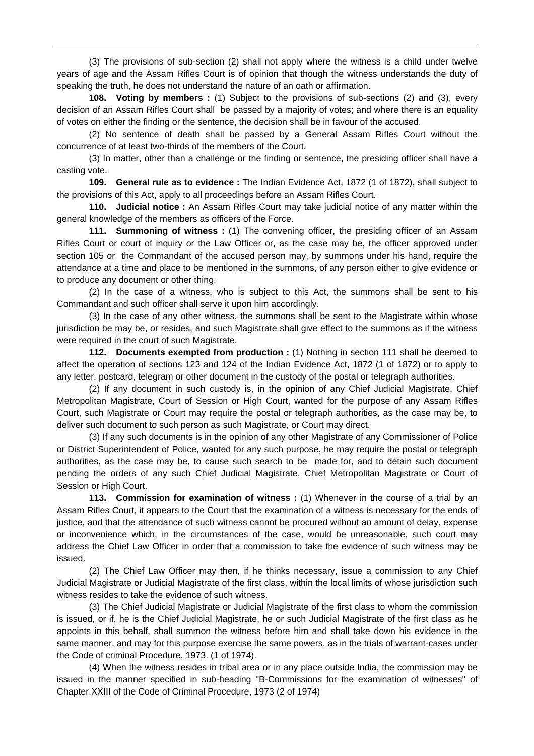(3) The provisions of sub-section (2) shall not apply where the witness is a child under twelve years of age and the Assam Rifles Court is of opinion that though the witness understands the duty of speaking the truth, he does not understand the nature of an oath or affirmation.

**108. Voting by members :** (1) Subject to the provisions of sub-sections (2) and (3), every decision of an Assam Rifles Court shall be passed by a majority of votes; and where there is an equality of votes on either the finding or the sentence, the decision shall be in favour of the accused.

(2) No sentence of death shall be passed by a General Assam Rifles Court without the concurrence of at least two-thirds of the members of the Court.

(3) In matter, other than a challenge or the finding or sentence, the presiding officer shall have a casting vote.

**109. General rule as to evidence :** The Indian Evidence Act, 1872 (1 of 1872), shall subject to the provisions of this Act, apply to all proceedings before an Assam Rifles Court.

**110. Judicial notice :** An Assam Rifles Court may take judicial notice of any matter within the general knowledge of the members as officers of the Force.

**111. Summoning of witness :** (1) The convening officer, the presiding officer of an Assam Rifles Court or court of inquiry or the Law Officer or, as the case may be, the officer approved under section 105 or the Commandant of the accused person may, by summons under his hand, require the attendance at a time and place to be mentioned in the summons, of any person either to give evidence or to produce any document or other thing.

(2) In the case of a witness, who is subject to this Act, the summons shall be sent to his Commandant and such officer shall serve it upon him accordingly.

(3) In the case of any other witness, the summons shall be sent to the Magistrate within whose jurisdiction be may be, or resides, and such Magistrate shall give effect to the summons as if the witness were required in the court of such Magistrate.

**112. Documents exempted from production :** (1) Nothing in section 111 shall be deemed to affect the operation of sections 123 and 124 of the Indian Evidence Act, 1872 (1 of 1872) or to apply to any letter, postcard, telegram or other document in the custody of the postal or telegraph authorities.

(2) If any document in such custody is, in the opinion of any Chief Judicial Magistrate, Chief Metropolitan Magistrate, Court of Session or High Court, wanted for the purpose of any Assam Rifles Court, such Magistrate or Court may require the postal or telegraph authorities, as the case may be, to deliver such document to such person as such Magistrate, or Court may direct.

(3) If any such documents is in the opinion of any other Magistrate of any Commissioner of Police or District Superintendent of Police, wanted for any such purpose, he may require the postal or telegraph authorities, as the case may be, to cause such search to be made for, and to detain such document pending the orders of any such Chief Judicial Magistrate, Chief Metropolitan Magistrate or Court of Session or High Court.

**113. Commission for examination of witness :** (1) Whenever in the course of a trial by an Assam Rifles Court, it appears to the Court that the examination of a witness is necessary for the ends of justice, and that the attendance of such witness cannot be procured without an amount of delay, expense or inconvenience which, in the circumstances of the case, would be unreasonable, such court may address the Chief Law Officer in order that a commission to take the evidence of such witness may be issued.

(2) The Chief Law Officer may then, if he thinks necessary, issue a commission to any Chief Judicial Magistrate or Judicial Magistrate of the first class, within the local limits of whose jurisdiction such witness resides to take the evidence of such witness.

(3) The Chief Judicial Magistrate or Judicial Magistrate of the first class to whom the commission is issued, or if, he is the Chief Judicial Magistrate, he or such Judicial Magistrate of the first class as he appoints in this behalf, shall summon the witness before him and shall take down his evidence in the same manner, and may for this purpose exercise the same powers, as in the trials of warrant-cases under the Code of criminal Procedure, 1973. (1 of 1974).

(4) When the witness resides in tribal area or in any place outside India, the commission may be issued in the manner specified in sub-heading "B-Commissions for the examination of witnesses" of Chapter XXIII of the Code of Criminal Procedure, 1973 (2 of 1974)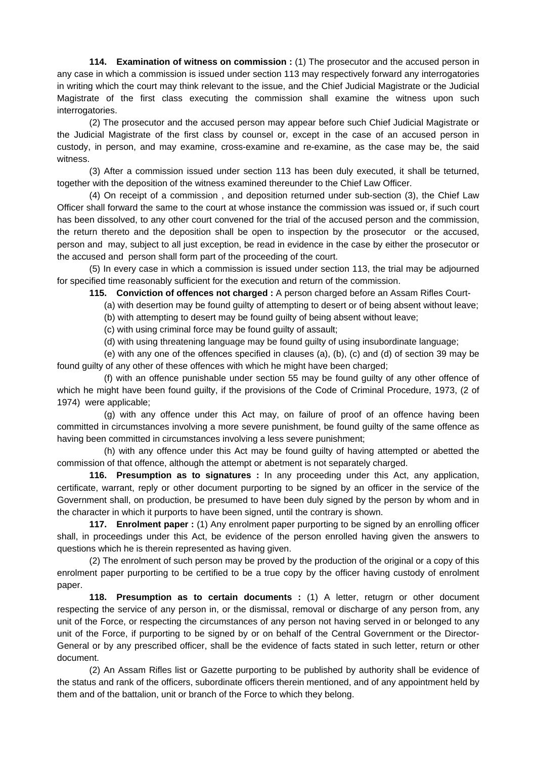**114. Examination of witness on commission :** (1) The prosecutor and the accused person in any case in which a commission is issued under section 113 may respectively forward any interrogatories in writing which the court may think relevant to the issue, and the Chief Judicial Magistrate or the Judicial Magistrate of the first class executing the commission shall examine the witness upon such interrogatories.

(2) The prosecutor and the accused person may appear before such Chief Judicial Magistrate or the Judicial Magistrate of the first class by counsel or, except in the case of an accused person in custody, in person, and may examine, cross-examine and re-examine, as the case may be, the said witness.

(3) After a commission issued under section 113 has been duly executed, it shall be teturned, together with the deposition of the witness examined thereunder to the Chief Law Officer.

(4) On receipt of a commission , and deposition returned under sub-section (3), the Chief Law Officer shall forward the same to the court at whose instance the commission was issued or, if such court has been dissolved, to any other court convened for the trial of the accused person and the commission, the return thereto and the deposition shall be open to inspection by the prosecutor or the accused, person and may, subject to all just exception, be read in evidence in the case by either the prosecutor or the accused and person shall form part of the proceeding of the court.

(5) In every case in which a commission is issued under section 113, the trial may be adjourned for specified time reasonably sufficient for the execution and return of the commission.

**115. Conviction of offences not charged :** A person charged before an Assam Rifles Court-

(a) with desertion may be found guilty of attempting to desert or of being absent without leave;

(b) with attempting to desert may be found guilty of being absent without leave;

(c) with using criminal force may be found guilty of assault;

(d) with using threatening language may be found guilty of using insubordinate language;

(e) with any one of the offences specified in clauses (a), (b), (c) and (d) of section 39 may be found guilty of any other of these offences with which he might have been charged;

(f) with an offence punishable under section 55 may be found guilty of any other offence of which he might have been found guilty, if the provisions of the Code of Criminal Procedure, 1973, (2 of 1974) were applicable;

(g) with any offence under this Act may, on failure of proof of an offence having been committed in circumstances involving a more severe punishment, be found guilty of the same offence as having been committed in circumstances involving a less severe punishment;

(h) with any offence under this Act may be found guilty of having attempted or abetted the commission of that offence, although the attempt or abetment is not separately charged.

**116. Presumption as to signatures :** In any proceeding under this Act, any application, certificate, warrant, reply or other document purporting to be signed by an officer in the service of the Government shall, on production, be presumed to have been duly signed by the person by whom and in the character in which it purports to have been signed, until the contrary is shown.

**117. Enrolment paper :** (1) Any enrolment paper purporting to be signed by an enrolling officer shall, in proceedings under this Act, be evidence of the person enrolled having given the answers to questions which he is therein represented as having given.

(2) The enrolment of such person may be proved by the production of the original or a copy of this enrolment paper purporting to be certified to be a true copy by the officer having custody of enrolment paper.

**118. Presumption as to certain documents :** (1) A letter, retugrn or other document respecting the service of any person in, or the dismissal, removal or discharge of any person from, any unit of the Force, or respecting the circumstances of any person not having served in or belonged to any unit of the Force, if purporting to be signed by or on behalf of the Central Government or the Director-General or by any prescribed officer, shall be the evidence of facts stated in such letter, return or other document.

(2) An Assam Rifles list or Gazette purporting to be published by authority shall be evidence of the status and rank of the officers, subordinate officers therein mentioned, and of any appointment held by them and of the battalion, unit or branch of the Force to which they belong.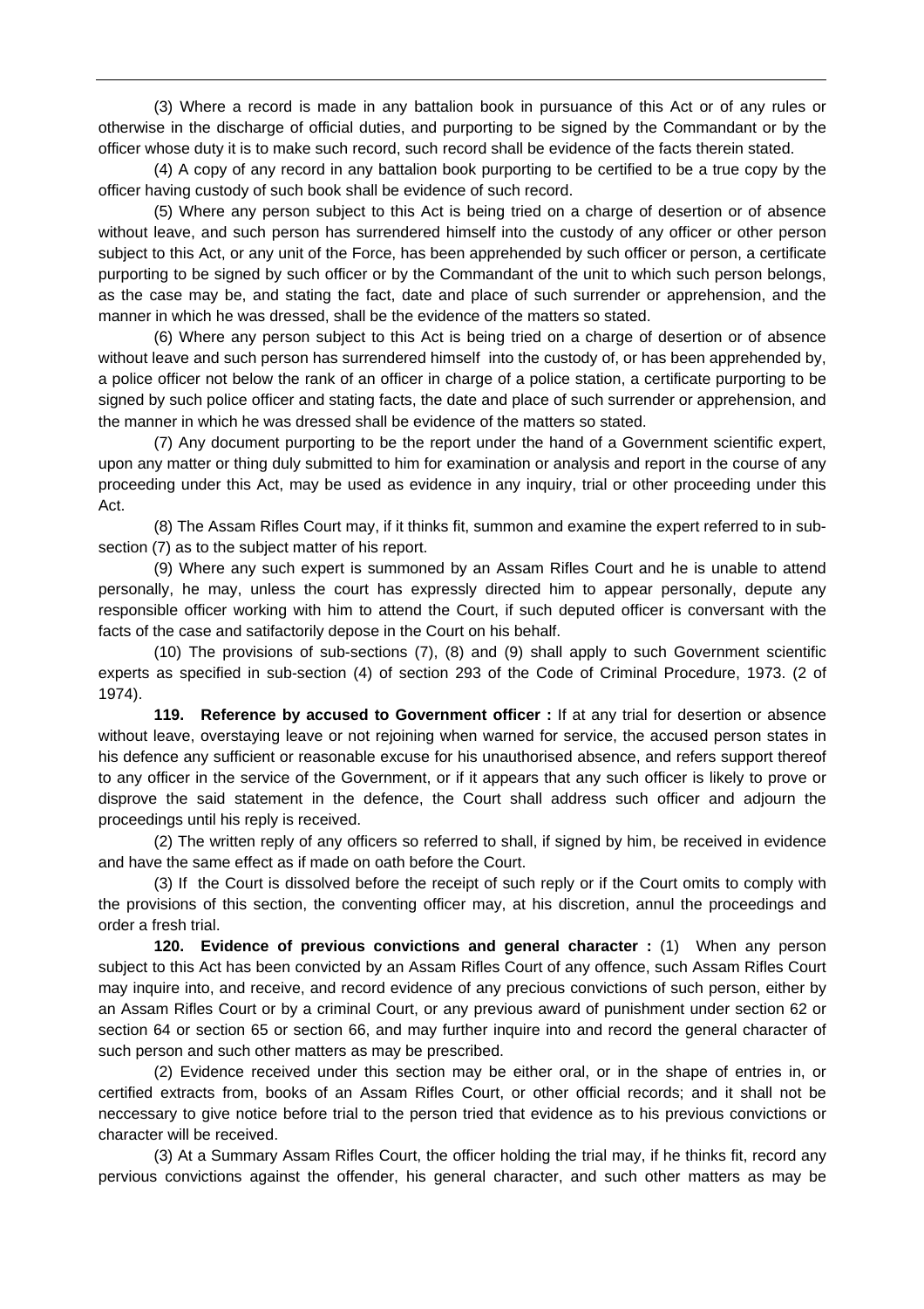(3) Where a record is made in any battalion book in pursuance of this Act or of any rules or otherwise in the discharge of official duties, and purporting to be signed by the Commandant or by the officer whose duty it is to make such record, such record shall be evidence of the facts therein stated.

(4) A copy of any record in any battalion book purporting to be certified to be a true copy by the officer having custody of such book shall be evidence of such record.

(5) Where any person subject to this Act is being tried on a charge of desertion or of absence without leave, and such person has surrendered himself into the custody of any officer or other person subject to this Act, or any unit of the Force, has been apprehended by such officer or person, a certificate purporting to be signed by such officer or by the Commandant of the unit to which such person belongs, as the case may be, and stating the fact, date and place of such surrender or apprehension, and the manner in which he was dressed, shall be the evidence of the matters so stated.

(6) Where any person subject to this Act is being tried on a charge of desertion or of absence without leave and such person has surrendered himself into the custody of, or has been apprehended by, a police officer not below the rank of an officer in charge of a police station, a certificate purporting to be signed by such police officer and stating facts, the date and place of such surrender or apprehension, and the manner in which he was dressed shall be evidence of the matters so stated.

(7) Any document purporting to be the report under the hand of a Government scientific expert, upon any matter or thing duly submitted to him for examination or analysis and report in the course of any proceeding under this Act, may be used as evidence in any inquiry, trial or other proceeding under this Act.

(8) The Assam Rifles Court may, if it thinks fit, summon and examine the expert referred to in sub-section (7) as to the subject matter of his report.

(9) Where any such expert is summoned by an Assam Rifles Court and he is unable to attend personally, he may, unless the court has expressly directed him to appear personally, depute any responsible officer working with him to attend the Court, if such deputed officer is conversant with the facts of the case and satisfactorily depose in the Court on his behalf.

(10) The provisions of sub-sections (7), (8) and (9) shall apply to such Government scientific experts as specified in sub-section (4) of section 293 of the Code of Criminal Procedure, 1973. (2 of 1974).

**119. Reference by accused to Government officer :** If at any trial for desertion or absence without leave, overstaying leave or not rejoining when warned for service, the accused person states in his defence any sufficient or reasonable excuse for his unauthorised absence, and refers support thereof to any officer in the service of the Government, or if it appears that any such officer is likely to prove or disprove the said statement in the defence, the Court shall address such officer and adjourn the proceedings until his reply is received.

(2) The written reply of any officers so referred to shall, if signed by him, be received in evidence and have the same effect as if made on oath before the Court.

(3) If the Court is dissolved before the receipt of such reply or if the Court omits to comply with the provisions of this section, the conventing officer may, at his discretion, annul the proceedings and order a fresh trial.

**120. Evidence of previous convictions and general character :** (1) When any person subject to this Act has been convicted by an Assam Rifles Court of any offence, such Assam Rifles Court may inquire into, and receive, and record evidence of any precious convictions of such person, either by an Assam Rifles Court or by a criminal Court, or any previous award of punishment under section 62 or section 64 or section 65 or section 66, and may further inquire into and record the general character of such person and such other matters as may be prescribed.

(2) Evidence received under this section may be either oral, or in the shape of entries in, or certified extracts from, books of an Assam Rifles Court, or other official records; and it shall not be neccessary to give notice before trial to the person tried that evidence as to his previous convictions or character will be received.

(3) At a Summary Assam Rifles Court, the officer holding the trial may, if he thinks fit, record any pervious convictions against the offender, his general character, and such other matters as may be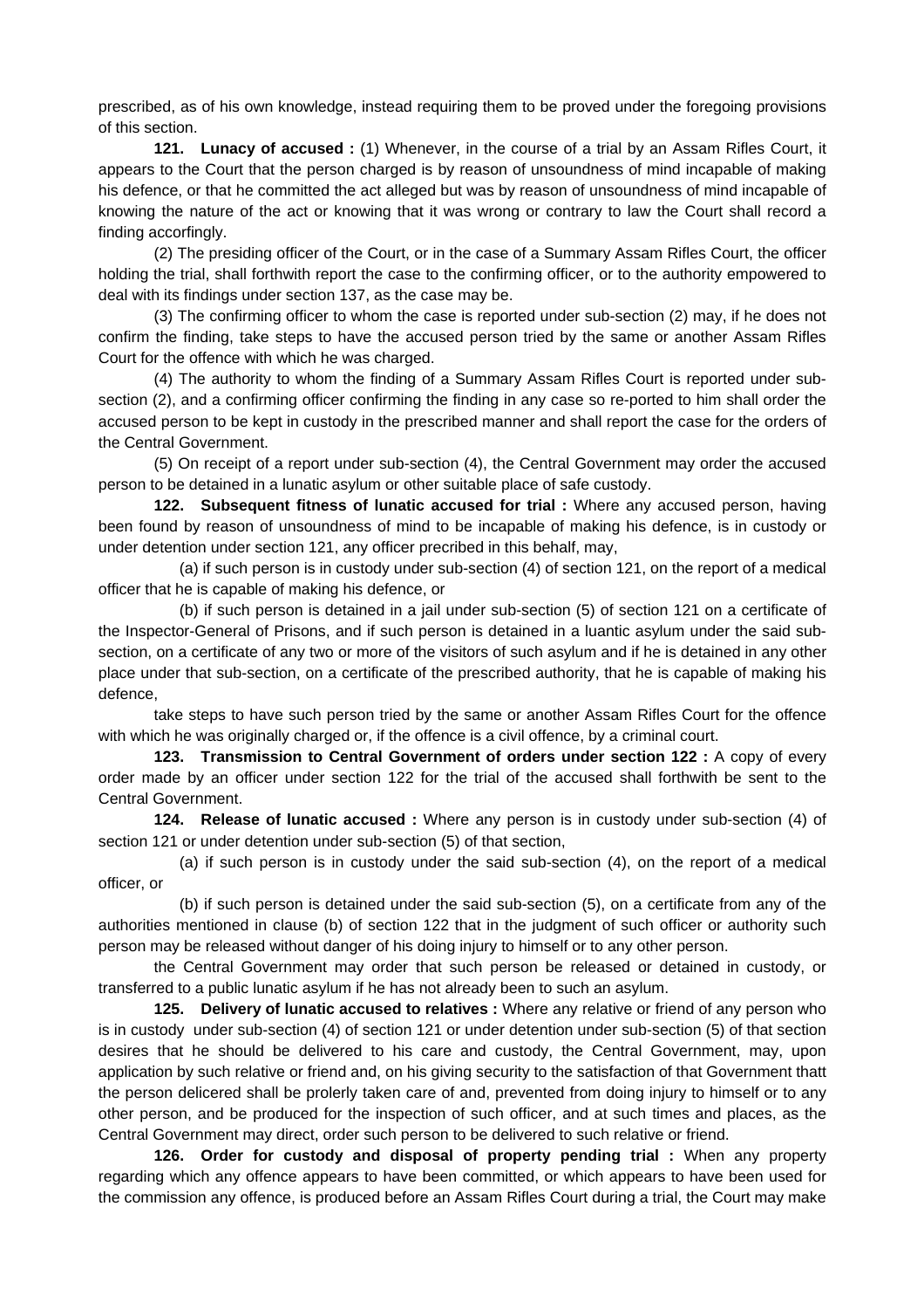prescribed, as of his own knowledge, instead requiring them to be proved under the foregoing provisions of this section.

**121. Lunacy of accused :** (1) Whenever, in the course of a trial by an Assam Rifles Court, it appears to the Court that the person charged is by reason of unsoundness of mind incapable of making his defence, or that he committed the act alleged but was by reason of unsoundness of mind incapable of knowing the nature of the act or knowing that it was wrong or contrary to law the Court shall record a finding accorfingly.

(2) The presiding officer of the Court, or in the case of a Summary Assam Rifles Court, the officer holding the trial, shall forthwith report the case to the confirming officer, or to the authority empowered to deal with its findings under section 137, as the case may be.

(3) The confirming officer to whom the case is reported under sub-section (2) may, if he does not confirm the finding, take steps to have the accused person tried by the same or another Assam Rifles Court for the offence with which he was charged.

(4) The authority to whom the finding of a Summary Assam Rifles Court is reported under sub-section (2), and a confirming officer confirming the finding in any case so re-ported to him shall order the accused person to be kept in custody in the prescribed manner and shall report the case for the orders of the Central Government.

(5) On receipt of a report under sub-section (4), the Central Government may order the accused person to be detained in a lunatic asylum or other suitable place of safe custody.

**122. Subsequent fitness of lunatic accused for trial :** Where any accused person, having been found by reason of unsoundness of mind to be incapable of making his defence, is in custody or under detention under section 121, any officer precribed in this behalf, may,

(a) if such person is in custody under sub-section (4) of section 121, on the report of a medical officer that he is capable of making his defence, or

(b) if such person is detained in a jail under sub-section (5) of section 121 on a certificate of the Inspector-General of Prisons, and if such person is detained in a luantic asylum under the said sub-section, on a certificate of any two or more of the visitors of such asylum and if he is detained in any other place under that sub-section, on a certificate of the prescribed authority, that he is capable of making his defence,

take steps to have such person tried by the same or another Assam Rifles Court for the offence with which he was originally charged or, if the offence is a civil offence, by a criminal court.

**123. Transmission to Central Government of orders under section 122 :** A copy of every order made by an officer under section 122 for the trial of the accused shall forthwith be sent to the Central Government.

**124. Release of lunatic accused :** Where any person is in custody under sub-section (4) of section 121 or under detention under sub-section (5) of that section,

(a) if such person is in custody under the said sub-section (4), on the report of a medical officer, or

(b) if such person is detained under the said sub-section (5), on a certificate from any of the authorities mentioned in clause (b) of section 122 that in the judgment of such officer or authority such person may be released without danger of his doing injury to himself or to any other person.

the Central Government may order that such person be released or detained in custody, or transferred to a public lunatic asylum if he has not already been to such an asylum.

**125. Delivery of lunatic accused to relatives :** Where any relative or friend of any person who is in custody under sub-section (4) of section 121 or under detention under sub-section (5) of that section desires that he should be delivered to his care and custody, the Central Government, may, upon application by such relative or friend and, on his giving security to the satisfaction of that Government thatt the person delicered shall be prolerly taken care of and, prevented from doing injury to himself or to any other person, and be produced for the inspection of such officer, and at such times and places, as the Central Government may direct, order such person to be delivered to such relative or friend.

**126. Order for custody and disposal of property pending trial :** When any property regarding which any offence appears to have been committed, or which appears to have been used for the commission any offence, is produced before an Assam Rifles Court during a trial, the Court may make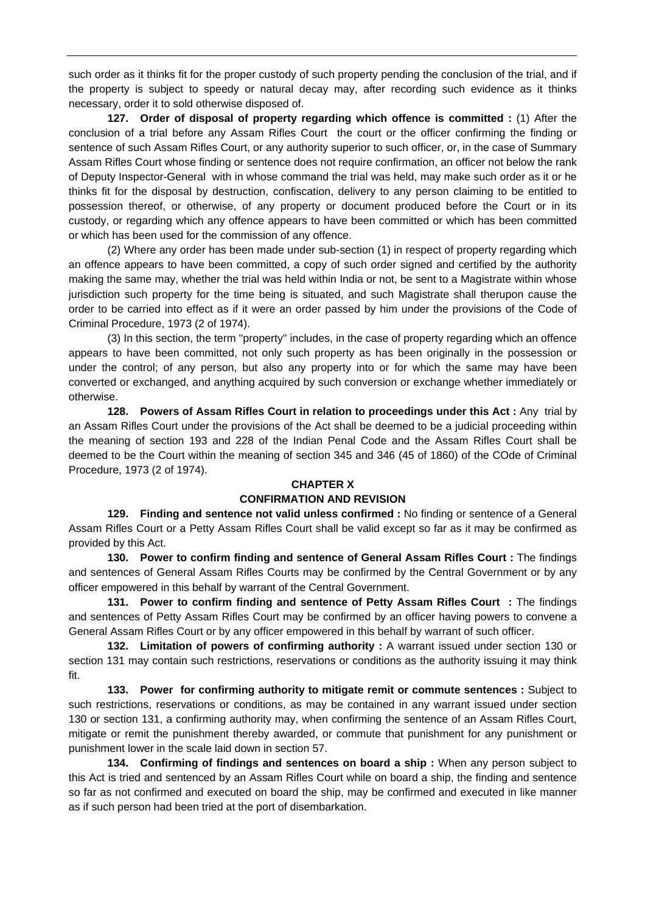such order as it thinks fit for the proper custody of such property pending the conclusion of the trial, and if the property is subject to speedy or natural decay may, after recording such evidence as it thinks necessary, order it to sold otherwise disposed of.

**127. Order of disposal of property regarding which offence is committed :** (1) After the conclusion of a trial before any Assam Rifles Court the court or the officer confirming the finding or sentence of such Assam Rifles Court, or any authority superior to such officer, or, in the case of Summary Assam Rifles Court whose finding or sentence does not require confirmation, an officer not below the rank of Deputy Inspector-General with in whose command the trial was held, may make such order as it or he thinks fit for the disposal by destruction, confiscation, delivery to any person claiming to be entitled to possession thereof, or otherwise, of any property or document produced before the Court or in its custody, or regarding which any offence appears to have been committed or which has been committed or which has been used for the commission of any offence.

(2) Where any order has been made under sub-section (1) in respect of property regarding which an offence appears to have been committed, a copy of such order signed and certified by the authority making the same may, whether the trial was held within India or not, be sent to a Magistrate within whose jurisdiction such property for the time being is situated, and such Magistrate shall therupon cause the order to be carried into effect as if it were an order passed by him under the provisions of the Code of Criminal Procedure, 1973 (2 of 1974).

(3) In this section, the term "property" includes, in the case of property regarding which an offence appears to have been committed, not only such property as has been originally in the possession or under the control; of any person, but also any property into or for which the same may have been converted or exchanged, and anything acquired by such conversion or exchange whether immediately or otherwise.

**128. Powers of Assam Rifles Court in relation to proceedings under this Act :** Any trial by an Assam Rifles Court under the provisions of the Act shall be deemed to be a judicial proceeding within the meaning of section 193 and 228 of the Indian Penal Code and the Assam Rifles Court shall be deemed to be the Court within the meaning of section 345 and 346 (45 of 1860) of the COde of Criminal Procedure, 1973 (2 of 1974).

## CHAPTER X

## CONFIRMATION AND REVISION

**129. Finding and sentence not valid unless confirmed :** No finding or sentence of a General Assam Rifles Court or a Petty Assam Rifles Court shall be valid except so far as it may be confirmed as provided by this Act.

**130. Power to confirm finding and sentence of General Assam Rifles Court :** The findings and sentences of General Assam Rifles Courts may be confirmed by the Central Government or by any officer empowered in this behalf by warrant of the Central Government.

**131. Power to confirm finding and sentence of Petty Assam Rifles Court :** The findings and sentences of Petty Assam Rifles Court may be confirmed by an officer having powers to convene a General Assam Rifles Court or by any officer empowered in this behalf by warrant of such officer.

**132. Limitation of powers of confirming authority :** A warrant issued under section 130 or section 131 may contain such restrictions, reservations or conditions as the authority issuing it may think fit.

**133. Power for confirming authority to mitigate remit or commute sentences :** Subject to such restrictions, reservations or conditions, as may be contained in any warrant issued under section 130 or section 131, a confirming authority may, when confirming the sentence of an Assam Rifles Court, mitigate or remit the punishment thereby awarded, or commute that punishment for any punishment or punishment lower in the scale laid down in section 57.

**134. Confirming of findings and sentences on board a ship :** When any person subject to this Act is tried and sentenced by an Assam Rifles Court while on board a ship, the finding and sentence so far as not confirmed and executed on board the ship, may be confirmed and executed in like manner as if such person had been tried at the port of disembarkation.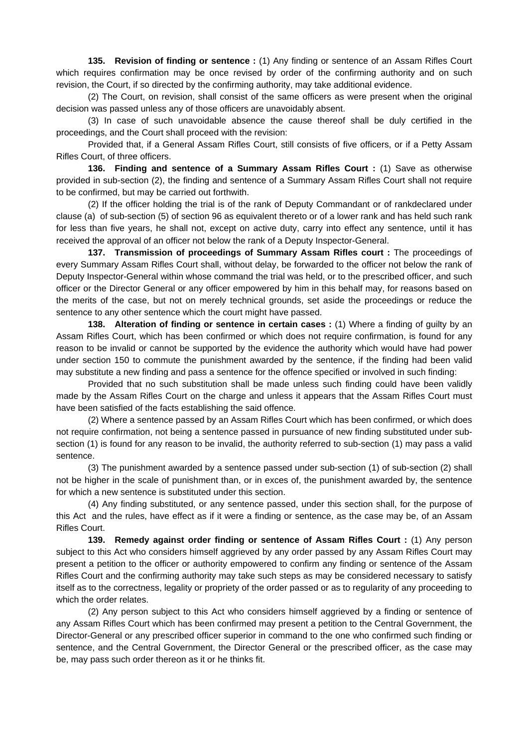**135. Revision of finding or sentence :** (1) Any finding or sentence of an Assam Rifles Court which requires confirmation may be once revised by order of the confirming authority and on such revision, the Court, if so directed by the confirming authority, may take additional evidence.

(2) The Court, on revision, shall consist of the same officers as were present when the original decision was passed unless any of those officers are unavoidably absent.

(3) In case of such unavoidable absence the cause thereof shall be duly certified in the proceedings, and the Court shall proceed with the revision:

Provided that, if a General Assam Rifles Court, still consists of five officers, or if a Petty Assam Rifles Court, of three officers.

**136. Finding and sentence of a Summary Assam Rifles Court :** (1) Save as otherwise provided in sub-section (2), the finding and sentence of a Summary Assam Rifles Court shall not require to be confirmed, but may be carried out forthwith.

(2) If the officer holding the trial is of the rank of Deputy Commandant or of rankdeclared under clause (a) of sub-section (5) of section 96 as equivalent thereto or of a lower rank and has held such rank for less than five years, he shall not, except on active duty, carry into effect any sentence, until it has received the approval of an officer not below the rank of a Deputy Inspector-General.

**137. Transmission of proceedings of Summary Assam Rifles court :** The proceedings of every Summary Assam Rifles Court shall, without delay, be forwarded to the officer not below the rank of Deputy Inspector-General within whose command the trial was held, or to the prescribed officer, and such officer or the Director General or any officer empowered by him in this behalf may, for reasons based on the merits of the case, but not on merely technical grounds, set aside the proceedings or reduce the sentence to any other sentence which the court might have passed.

**138. Alteration of finding or sentence in certain cases :** (1) Where a finding of guilty by an Assam Rifles Court, which has been confirmed or which does not require confirmation, is found for any reason to be invalid or cannot be supported by the evidence the authority which would have had power under section 150 to commute the punishment awarded by the sentence, if the finding had been valid may substitute a new finding and pass a sentence for the offence specified or involved in such finding:

Provided that no such substitution shall be made unless such finding could have been validly made by the Assam Rifles Court on the charge and unless it appears that the Assam Rifles Court must have been satisfied of the facts establishing the said offence.

(2) Where a sentence passed by an Assam Rifles Court which has been confirmed, or which does not require confirmation, not being a sentence passed in pursuance of new finding substituted under sub-section (1) is found for any reason to be invalid, the authority referred to sub-section (1) may pass a valid sentence.

(3) The punishment awarded by a sentence passed under sub-section (1) of sub-section (2) shall not be higher in the scale of punishment than, or in exces of, the punishment awarded by, the sentence for which a new sentence is substituted under this section.

(4) Any finding substituted, or any sentence passed, under this section shall, for the purpose of this Act and the rules, have effect as if it were a finding or sentence, as the case may be, of an Assam Rifles Court.

**139. Remedy against order finding or sentence of Assam Rifles Court :** (1) Any person subject to this Act who considers himself aggrieved by any order passed by any Assam Rifles Court may present a petition to the officer or authority empowered to confirm any finding or sentence of the Assam Rifles Court and the confirming authority may take such steps as may be considered necessary to satisfy itself as to the correctness, legality or propriety of the order passed or as to regularity of any proceeding to which the order relates.

(2) Any person subject to this Act who considers himself aggrieved by a finding or sentence of any Assam Rifles Court which has been confirmed may present a petition to the Central Government, the Director-General or any prescribed officer superior in command to the one who confirmed such finding or sentence, and the Central Government, the Director General or the prescribed officer, as the case may be, may pass such order thereon as it or he thinks fit.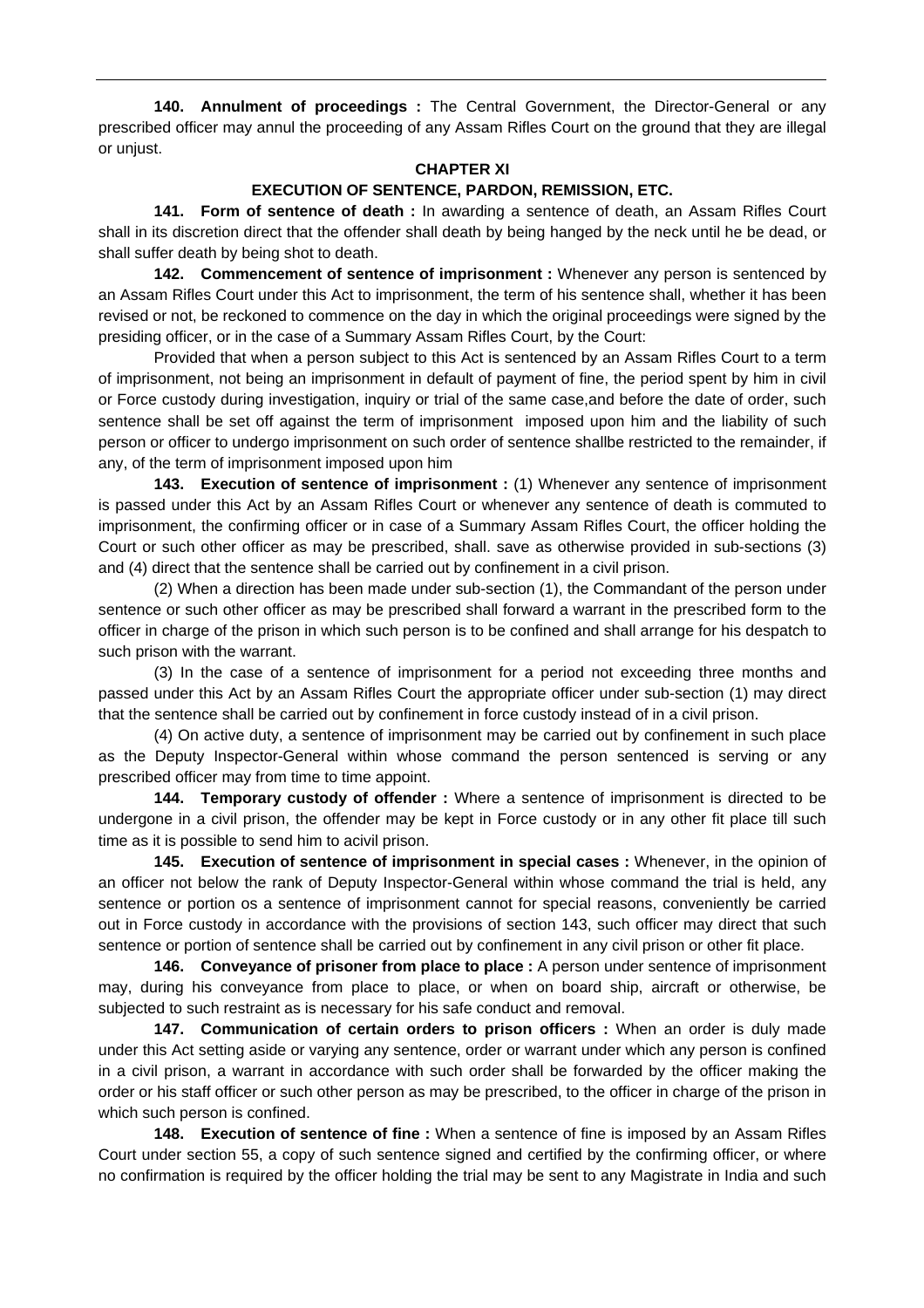**140. Annulment of proceedings :** The Central Government, the Director-General or any prescribed officer may annul the proceeding of any Assam Rifles Court on the ground that they are illegal or unjust.

## CHAPTER XI

## EXECUTION OF SENTENCE, PARDON, REMISSION, ETC.

**141. Form of sentence of death :** In awarding a sentence of death, an Assam Rifles Court shall in its discretion direct that the offender shall death by being hanged by the neck until he be dead, or shall suffer death by being shot to death.

**142. Commencement of sentence of imprisonment :** Whenever any person is sentenced by an Assam Rifles Court under this Act to imprisonment, the term of his sentence shall, whether it has been revised or not, be reckoned to commence on the day in which the original proceedings were signed by the presiding officer, or in the case of a Summary Assam Rifles Court, by the Court:

Provided that when a person subject to this Act is sentenced by an Assam Rifles Court to a term of imprisonment, not being an imprisonment in default of payment of fine, the period spent by him in civil or Force custody during investigation, inquiry or trial of the same case,and before the date of order, such sentence shall be set off against the term of imprisonment imposed upon him and the liability of such person or officer to undergo imprisonment on such order of sentence shallbe restricted to the remainder, if any, of the term of imprisonment imposed upon him

**143. Execution of sentence of imprisonment :** (1) Whenever any sentence of imprisonment is passed under this Act by an Assam Rifles Court or whenever any sentence of death is commuted to imprisonment, the confirming officer or in case of a Summary Assam Rifles Court, the officer holding the Court or such other officer as may be prescribed, shall. save as otherwise provided in sub-sections (3) and (4) direct that the sentence shall be carried out by confinement in a civil prison.

(2) When a direction has been made under sub-section (1), the Commandant of the person under sentence or such other officer as may be prescribed shall forward a warrant in the prescribed form to the officer in charge of the prison in which such person is to be confined and shall arrange for his despatch to such prison with the warrant.

(3) In the case of a sentence of imprisonment for a period not exceeding three months and passed under this Act by an Assam Rifles Court the appropriate officer under sub-section (1) may direct that the sentence shall be carried out by confinement in force custody instead of in a civil prison.

(4) On active duty, a sentence of imprisonment may be carried out by confinement in such place as the Deputy Inspector-General within whose command the person sentenced is serving or any prescribed officer may from time to time appoint.

**144. Temporary custody of offender :** Where a sentence of imprisonment is directed to be undergone in a civil prison, the offender may be kept in Force custody or in any other fit place till such time as it is possible to send him to acivil prison.

**145. Execution of sentence of imprisonment in special cases :** Whenever, in the opinion of an officer not below the rank of Deputy Inspector-General within whose command the trial is held, any sentence or portion os a sentence of imprisonment cannot for special reasons, conveniently be carried out in Force custody in accordance with the provisions of section 143, such officer may direct that such sentence or portion of sentence shall be carried out by confinement in any civil prison or other fit place.

**146. Conveyance of prisoner from place to place :** A person under sentence of imprisonment may, during his conveyance from place to place, or when on board ship, aircraft or otherwise, be subjected to such restraint as is necessary for his safe conduct and removal.

**147. Communication of certain orders to prison officers :** When an order is duly made under this Act setting aside or varying any sentence, order or warrant under which any person is confined in a civil prison, a warrant in accordance with such order shall be forwarded by the officer making the order or his staff officer or such other person as may be prescribed, to the officer in charge of the prison in which such person is confined.

**148. Execution of sentence of fine :** When a sentence of fine is imposed by an Assam Rifles Court under section 55, a copy of such sentence signed and certified by the confirming officer, or where no confirmation is required by the officer holding the trial may be sent to any Magistrate in India and such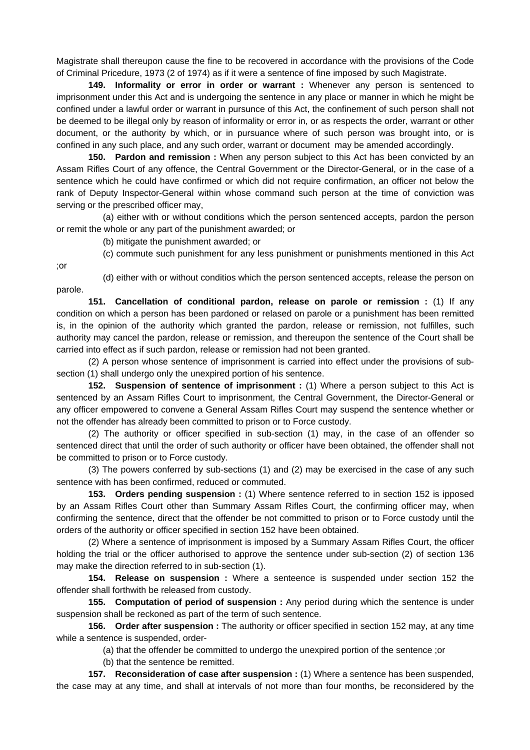Magistrate shall thereupon cause the fine to be recovered in accordance with the provisions of the Code of Criminal Pricedure, 1973 (2 of 1974) as if it were a sentence of fine imposed by such Magistrate.

**149. Informality or error in order or warrant :** Whenever any person is sentenced to imprisonment under this Act and is undergoing the sentence in any place or manner in which he might be confined under a lawful order or warrant in pursunce of this Act, the confinement of such person shall not be deemed to be illegal only by reason of informality or error in, or as respects the order, warrant or other document, or the authority by which, or in pursuance where of such person was brought into, or is confined in any such place, and any such order, warrant or document may be amended accordingly.

**150. Pardon and remission :** When any person subject to this Act has been convicted by an Assam Rifles Court of any offence, the Central Government or the Director-General, or in the case of a sentence which he could have confirmed or which did not require confirmation, an officer not below the rank of Deputy Inspector-General within whose command such person at the time of conviction was serving or the prescribed officer may,

(a) either with or without conditions which the person sentenced accepts, pardon the person or remit the whole or any part of the punishment awarded; or

(b) mitigate the punishment awarded; or

(c) commute such punishment for any less punishment or punishments mentioned in this Act ;or

(d) either with or without conditios which the person sentenced accepts, release the person on parole.

**151. Cancellation of conditional pardon, release on parole or remission :** (1) If any condition on which a person has been pardoned or relased on parole or a punishment has been remitted is, in the opinion of the authority which granted the pardon, release or remission, not fulfilles, such authority may cancel the pardon, release or remission, and thereupon the sentence of the Court shall be carried into effect as if such pardon, release or remission had not been granted.

(2) A person whose sentence of imprisonment is carried into effect under the provisions of sub-section (1) shall undergo only the unexpired portion of his sentence.

**152. Suspension of sentence of imprisonment :** (1) Where a person subject to this Act is sentenced by an Assam Rifles Court to imprisonment, the Central Government, the Director-General or any officer empowered to convene a General Assam Rifles Court may suspend the sentence whether or not the offender has already been committed to prison or to Force custody.

(2) The authority or officer specified in sub-section (1) may, in the case of an offender so sentenced direct that until the order of such authority or officer have been obtained, the offender shall not be committed to prison or to Force custody.

(3) The powers conferred by sub-sections (1) and (2) may be exercised in the case of any such sentence with has been confirmed, reduced or commuted.

**153. Orders pending suspension :** (1) Where sentence referred to in section 152 is ipposed by an Assam Rifles Court other than Summary Assam Rifles Court, the confirming officer may, when confirming the sentence, direct that the offender be not committed to prison or to Force custody until the orders of the authority or officer specified in section 152 have been obtained.

(2) Where a sentence of imprisonment is imposed by a Summary Assam Rifles Court, the officer holding the trial or the officer authorised to approve the sentence under sub-section (2) of section 136 may make the direction referred to in sub-section (1).

**154. Release on suspension :** Where a senteence is suspended under section 152 the offender shall forthwith be released from custody.

**155. Computation of period of suspension :** Any period during which the sentence is under suspension shall be reckoned as part of the term of such sentence.

**156. Order after suspension :** The authority or officer specified in section 152 may, at any time while a sentence is suspended, order-

(a) that the offender be committed to undergo the unexpired portion of the sentence ;or

(b) that the sentence be remitted.

**157. Reconsideration of case after suspension :** (1) Where a sentence has been suspended, the case may at any time, and shall at intervals of not more than four months, be reconsidered by the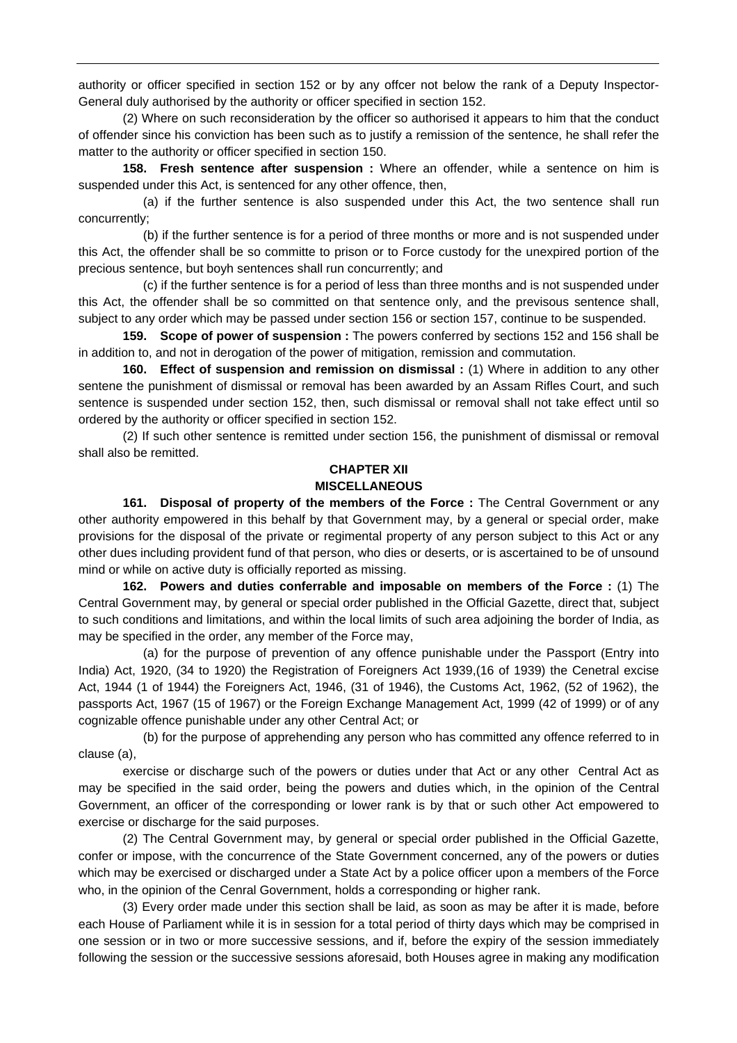authority or officer specified in section 152 or by any offcer not below the rank of a Deputy Inspector-General duly authorised by the authority or officer specified in section 152.

(2) Where on such reconsideration by the officer so authorised it appears to him that the conduct of offender since his conviction has been such as to justify a remission of the sentence, he shall refer the matter to the authority or officer specified in section 150.

**158. Fresh sentence after suspension :** Where an offender, while a sentence on him is suspended under this Act, is sentenced for any other offence, then,

(a) if the further sentence is also suspended under this Act, the two sentence shall run concurrently;

(b) if the further sentence is for a period of three months or more and is not suspended under this Act, the offender shall be so committe to prison or to Force custody for the unexpired portion of the precious sentence, but boyh sentences shall run concurrently; and

(c) if the further sentence is for a period of less than three months and is not suspended under this Act, the offender shall be so committed on that sentence only, and the previsous sentence shall, subject to any order which may be passed under section 156 or section 157, continue to be suspended.

**159. Scope of power of suspension :** The powers conferred by sections 152 and 156 shall be in addition to, and not in derogation of the power of mitigation, remission and commutation.

**160. Effect of suspension and remission on dismissal :** (1) Where in addition to any other sentene the punishment of dismissal or removal has been awarded by an Assam Rifles Court, and such sentence is suspended under section 152, then, such dismissal or removal shall not take effect until so ordered by the authority or officer specified in section 152.

(2) If such other sentence is remitted under section 156, the punishment of dismissal or removal shall also be remitted.

## CHAPTER XII
## MISCELLANEOUS

**161. Disposal of property of the members of the Force :** The Central Government or any other authority empowered in this behalf by that Government may, by a general or special order, make provisions for the disposal of the private or regimental property of any person subject to this Act or any other dues including provident fund of that person, who dies or deserts, or is ascertained to be of unsound mind or while on active duty is officially reported as missing.

**162. Powers and duties conferrable and imposable on members of the Force :** (1) The Central Government may, by general or special order published in the Official Gazette, direct that, subject to such conditions and limitations, and within the local limits of such area adjoining the border of India, as may be specified in the order, any member of the Force may,

(a) for the purpose of prevention of any offence punishable under the Passport (Entry into India) Act, 1920, (34 to 1920) the Registration of Foreigners Act 1939,(16 of 1939) the Cenetral excise Act, 1944 (1 of 1944) the Foreigners Act, 1946, (31 of 1946), the Customs Act, 1962, (52 of 1962), the passports Act, 1967 (15 of 1967) or the Foreign Exchange Management Act, 1999 (42 of 1999) or of any cognizable offence punishable under any other Central Act; or

(b) for the purpose of apprehending any person who has committed any offence referred to in clause (a),

exercise or discharge such of the powers or duties under that Act or any other Central Act as may be specified in the said order, being the powers and duties which, in the opinion of the Central Government, an officer of the corresponding or lower rank is by that or such other Act empowered to exercise or discharge for the said purposes.

(2) The Central Government may, by general or special order published in the Official Gazette, confer or impose, with the concurrence of the State Government concerned, any of the powers or duties which may be exercised or discharged under a State Act by a police officer upon a members of the Force who, in the opinion of the Cenral Government, holds a corresponding or higher rank.

(3) Every order made under this section shall be laid, as soon as may be after it is made, before each House of Parliament while it is in session for a total period of thirty days which may be comprised in one session or in two or more successive sessions, and if, before the expiry of the session immediately following the session or the successive sessions aforesaid, both Houses agree in making any modification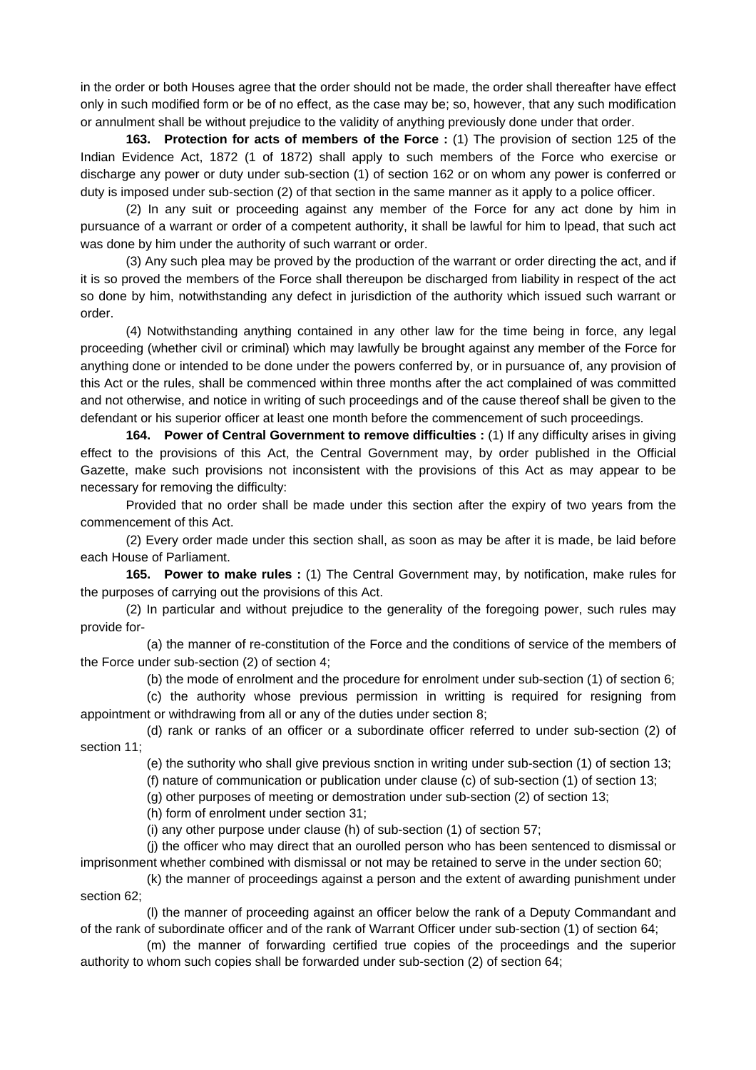in the order or both Houses agree that the order should not be made, the order shall thereafter have effect only in such modified form or be of no effect, as the case may be; so, however, that any such modification or annulment shall be without prejudice to the validity of anything previously done under that order.

**163. Protection for acts of members of the Force :** (1) The provision of section 125 of the Indian Evidence Act, 1872 (1 of 1872) shall apply to such members of the Force who exercise or discharge any power or duty under sub-section (1) of section 162 or on whom any power is conferred or duty is imposed under sub-section (2) of that section in the same manner as it apply to a police officer.

(2) In any suit or proceeding against any member of the Force for any act done by him in pursuance of a warrant or order of a competent authority, it shall be lawful for him to lpead, that such act was done by him under the authority of such warrant or order.

(3) Any such plea may be proved by the production of the warrant or order directing the act, and if it is so proved the members of the Force shall thereupon be discharged from liability in respect of the act so done by him, notwithstanding any defect in jurisdiction of the authority which issued such warrant or order.

(4) Notwithstanding anything contained in any other law for the time being in force, any legal proceeding (whether civil or criminal) which may lawfully be brought against any member of the Force for anything done or intended to be done under the powers conferred by, or in pursuance of, any provision of this Act or the rules, shall be commenced within three months after the act complained of was committed and not otherwise, and notice in writing of such proceedings and of the cause thereof shall be given to the defendant or his superior officer at least one month before the commencement of such proceedings.

**164. Power of Central Government to remove difficulties :** (1) If any difficulty arises in giving effect to the provisions of this Act, the Central Government may, by order published in the Official Gazette, make such provisions not inconsistent with the provisions of this Act as may appear to be necessary for removing the difficulty:

Provided that no order shall be made under this section after the expiry of two years from the commencement of this Act.

(2) Every order made under this section shall, as soon as may be after it is made, be laid before each House of Parliament.

**165. Power to make rules :** (1) The Central Government may, by notification, make rules for the purposes of carrying out the provisions of this Act.

(2) In particular and without prejudice to the generality of the foregoing power, such rules may provide for-

(a) the manner of re-constitution of the Force and the conditions of service of the members of the Force under sub-section (2) of section 4;

(b) the mode of enrolment and the procedure for enrolment under sub-section (1) of section 6;

(c) the authority whose previous permission in writting is required for resigning from appointment or withdrawing from all or any of the duties under section 8;

(d) rank or ranks of an officer or a subordinate officer referred to under sub-section (2) of section 11;

(e) the suthority who shall give previous snction in writing under sub-section (1) of section 13;

(f) nature of communication or publication under clause (c) of sub-section (1) of section 13;

(g) other purposes of meeting or demostration under sub-section (2) of section 13;

(h) form of enrolment under section 31;

(i) any other purpose under clause (h) of sub-section (1) of section 57;

(j) the officer who may direct that an ourolled person who has been sentenced to dismissal or imprisonment whether combined with dismissal or not may be retained to serve in the under section 60;

(k) the manner of proceedings against a person and the extent of awarding punishment under section 62;

(l) the manner of proceeding against an officer below the rank of a Deputy Commandant and of the rank of subordinate officer and of the rank of Warrant Officer under sub-section (1) of section 64;

(m) the manner of forwarding certified true copies of the proceedings and the superior authority to whom such copies shall be forwarded under sub-section (2) of section 64;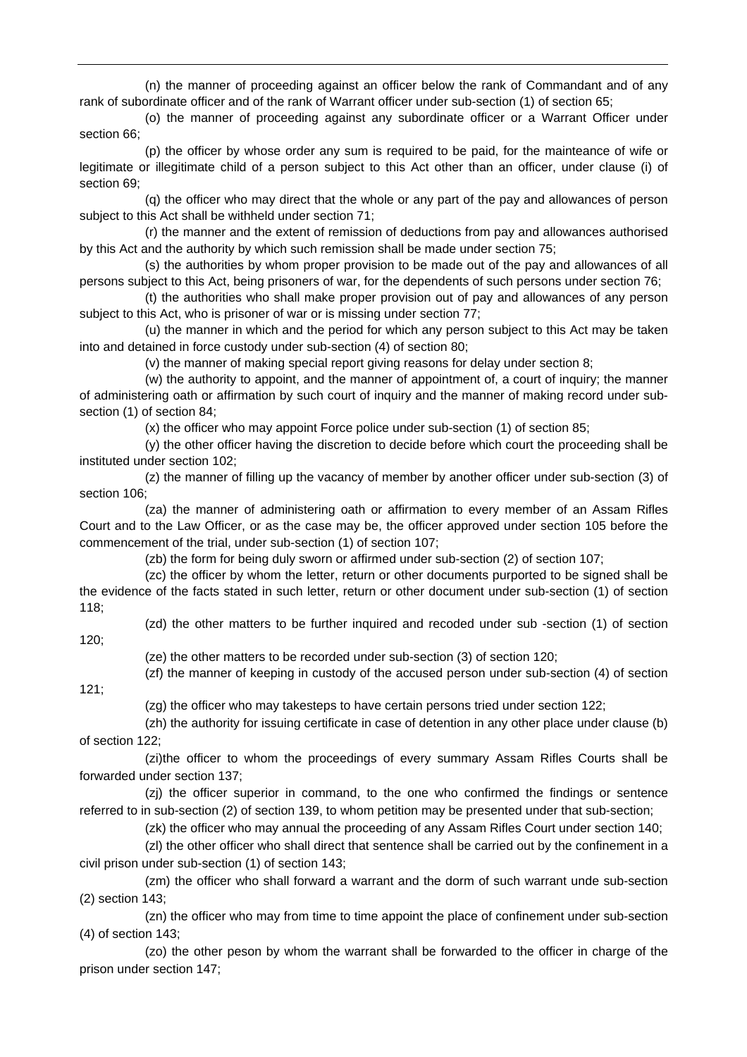(n) the manner of proceeding against an officer below the rank of Commandant and of any rank of subordinate officer and of the rank of Warrant officer under sub-section (1) of section 65;

(o) the manner of proceeding against any subordinate officer or a Warrant Officer under section 66;

(p) the officer by whose order any sum is required to be paid, for the mainteance of wife or legitimate or illegitimate child of a person subject to this Act other than an officer, under clause (i) of section 69;

(q) the officer who may direct that the whole or any part of the pay and allowances of person subject to this Act shall be withheld under section 71;

(r) the manner and the extent of remission of deductions from pay and allowances authorised by this Act and the authority by which such remission shall be made under section 75;

(s) the authorities by whom proper provision to be made out of the pay and allowances of all persons subject to this Act, being prisoners of war, for the dependents of such persons under section 76;

(t) the authorities who shall make proper provision out of pay and allowances of any person subject to this Act, who is prisoner of war or is missing under section 77;

(u) the manner in which and the period for which any person subject to this Act may be taken into and detained in force custody under sub-section (4) of section 80;

(v) the manner of making special report giving reasons for delay under section 8;

(w) the authority to appoint, and the manner of appointment of, a court of inquiry; the manner of administering oath or affirmation by such court of inquiry and the manner of making record under sub-section (1) of section 84;

(x) the officer who may appoint Force police under sub-section (1) of section 85;

(y) the other officer having the discretion to decide before which court the proceeding shall be instituted under section 102;

(z) the manner of filling up the vacancy of member by another officer under sub-section (3) of section 106;

(za) the manner of administering oath or affirmation to every member of an Assam Rifles Court and to the Law Officer, or as the case may be, the officer approved under section 105 before the commencement of the trial, under sub-section (1) of section 107;

(zb) the form for being duly sworn or affirmed under sub-section (2) of section 107;

(zc) the officer by whom the letter, return or other documents purported to be signed shall be the evidence of the facts stated in such letter, return or other document under sub-section (1) of section 118;

(zd) the other matters to be further inquired and recoded under sub -section (1) of section 120;

(ze) the other matters to be recorded under sub-section (3) of section 120;

(zf) the manner of keeping in custody of the accused person under sub-section (4) of section 121;

(zg) the officer who may takesteps to have certain persons tried under section 122;

(zh) the authority for issuing certificate in case of detention in any other place under clause (b) of section 122;

(zi)the officer to whom the proceedings of every summary Assam Rifles Courts shall be forwarded under section 137;

(zj) the officer superior in command, to the one who confirmed the findings or sentence referred to in sub-section (2) of section 139, to whom petition may be presented under that sub-section;

(zk) the officer who may annual the proceeding of any Assam Rifles Court under section 140;

(zl) the other officer who shall direct that sentence shall be carried out by the confinement in a civil prison under sub-section (1) of section 143;

(zm) the officer who shall forward a warrant and the dorm of such warrant unde sub-section (2) section 143;

(zn) the officer who may from time to time appoint the place of confinement under sub-section (4) of section 143;

(zo) the other peson by whom the warrant shall be forwarded to the officer in charge of the prison under section 147;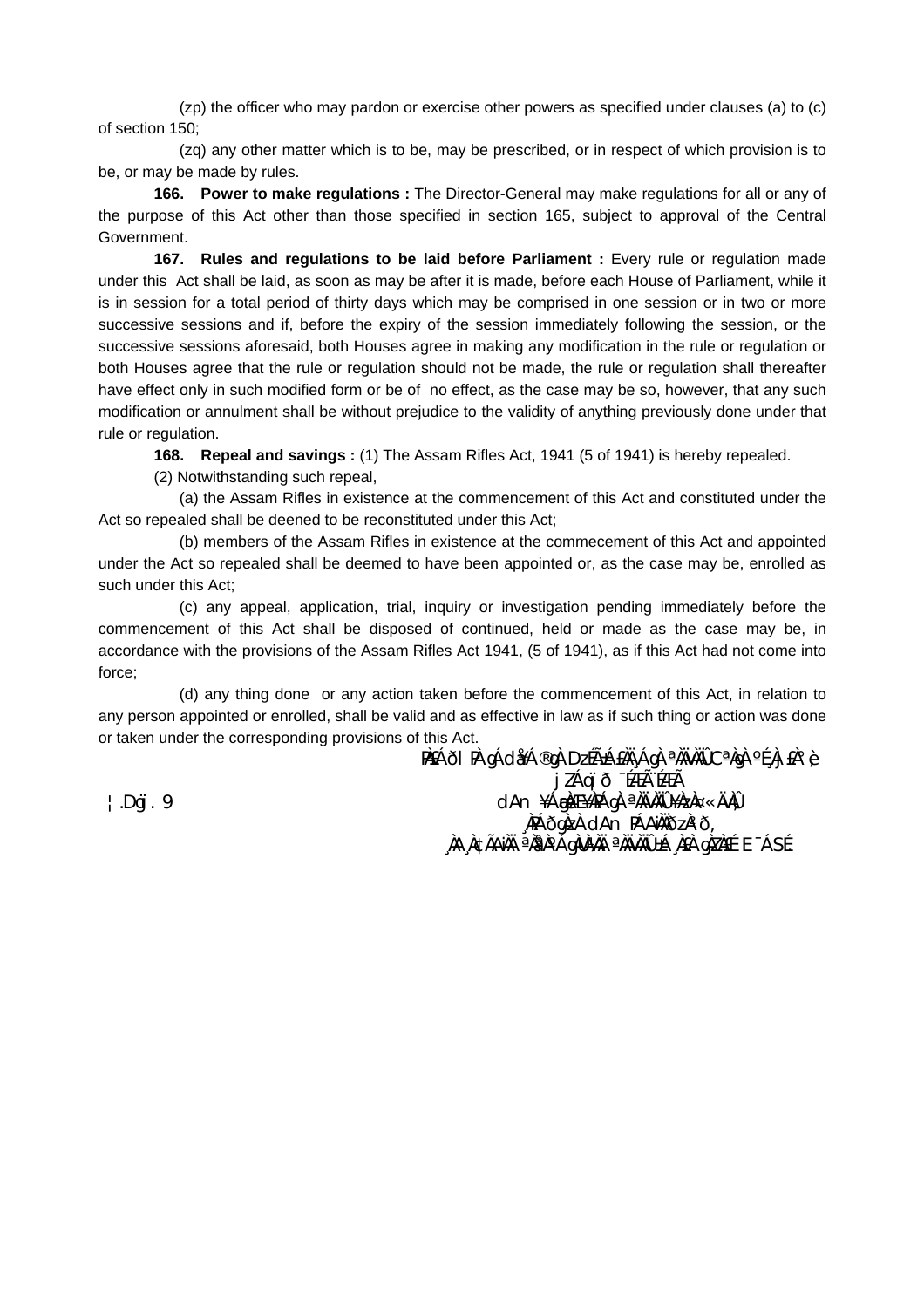(zp) the officer who may pardon or exercise other powers as specified under clauses (a) to (c) of section 150;

(zq) any other matter which is to be, may be prescribed, or in respect of which provision is to be, or may be made by rules.

**166. Power to make regulations :** The Director-General may make regulations for all or any of the purpose of this Act other than those specified in section 165, subject to approval of the Central Government.

**167. Rules and regulations to be laid before Parliament :** Every rule or regulation made under this Act shall be laid, as soon as may be after it is made, before each House of Parliament, while it is in session for a total period of thirty days which may be comprised in one session or in two or more successive sessions and if, before the expiry of the session immediately following the session, or the successive sessions aforesaid, both Houses agree in making any modification in the rule or regulation or both Houses agree that the rule or regulation should not be made, the rule or regulation shall thereafter have effect only in such modified form or be of no effect, as the case may be so, however, that any such modification or annulment shall be without prejudice to the validity of anything previously done under that rule or regulation.

**168. Repeal and savings :** (1) The Assam Rifles Act, 1941 (5 of 1941) is hereby repealed.

(2) Notwithstanding such repeal,

(a) the Assam Rifles in existence at the commencement of this Act and constituted under the Act so repealed shall be deened to be reconstituted under this Act;

(b) members of the Assam Rifles in existence at the commecement of this Act and appointed under the Act so repealed shall be deemed to have been appointed or, as the case may be, enrolled as such under this Act;

(c) any appeal, application, trial, inquiry or investigation pending immediately before the commencement of this Act shall be disposed of continued, held or made as the case may be, in accordance with the provisions of the Assam Rifles Act 1941, (5 of 1941), as if this Act had not come into force;

(d) any thing done or any action taken before the commencement of this Act, in relation to any person appointed or enrolled, shall be valid and as effective in law as if such thing or action was done or taken under the corresponding provisions of this Act.

PÀ£ÁðlPÀ gÁdå¥ÀvÀæzÀ DzÉÃ±Á£ÀÄ¸ÁgÀ ªÀÄvÀÄÛ CªÀgÀ ºÉ¸Àj£À°è

jZÁqïð ¯ÉÆÃ¨ÉÆÃ

¦.Dgï. 9

dAn ¥ÁægÀÆ¥ÀPÀgÀÄ ªÀÄvÀÄÛ ¥ÀzÀ¤«ÄvÀ

¸ÀPÁðgÀzÀ dAn PÁAiÀÄðzÀ²ð,

¸ÀA¸À¢ÃAiÀÄ ªÀåªÀºÁgÀUÀ¼ÀÄ ªÀÄvÀÄÛ ±Á¸À£À gÀZÀ£É E¯ÁSÉ.